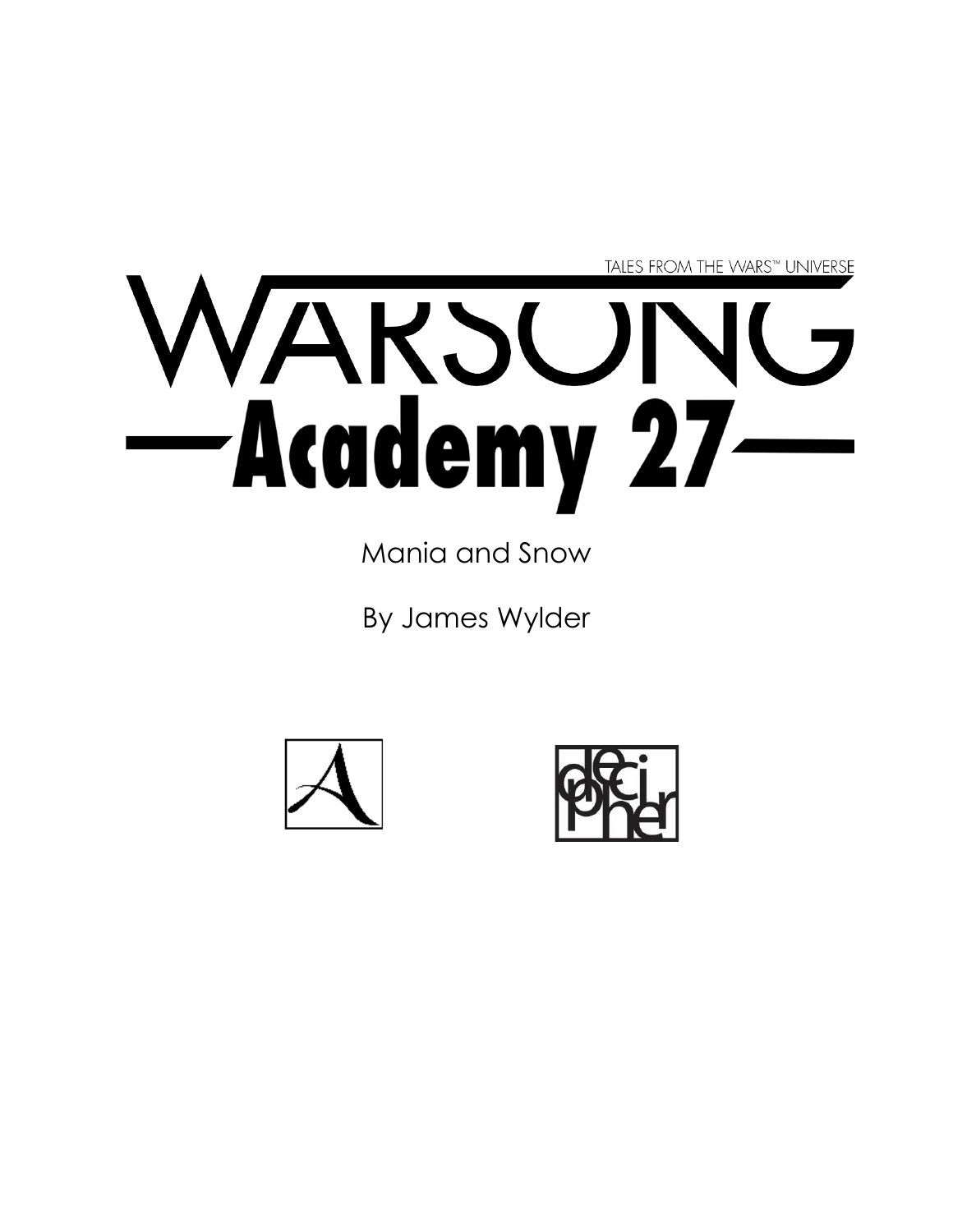TALES FROM THE WARS™ UNIVERSE

# WARSONG

## —Academy 27—

Mania and Snow

By James Wylder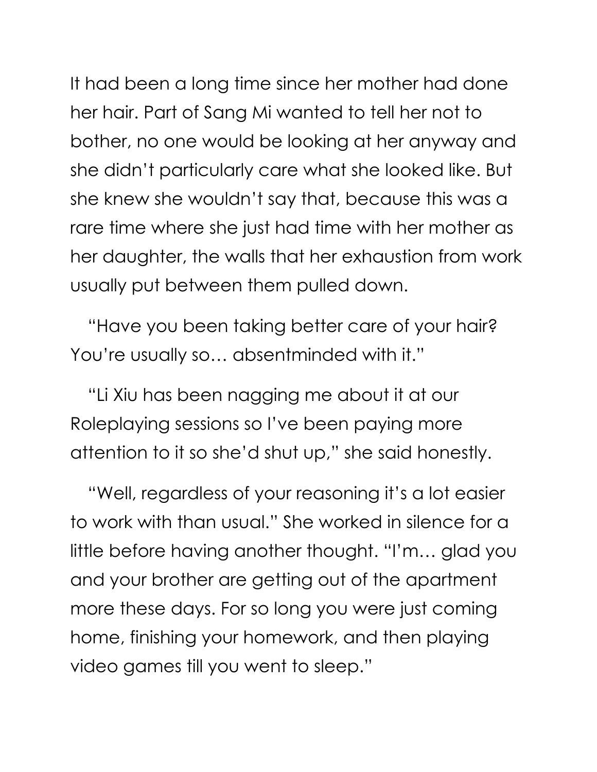It had been a long time since her mother had done her hair. Part of Sang Mi wanted to tell her not to bother, no one would be looking at her anyway and she didn't particularly care what she looked like. But she knew she wouldn't say that, because this was a rare time where she just had time with her mother as her daughter, the walls that her exhaustion from work usually put between them pulled down.

"Have you been taking better care of your hair? You're usually so… absentminded with it."

"Li Xiu has been nagging me about it at our Roleplaying sessions so I've been paying more attention to it so she'd shut up," she said honestly.

"Well, regardless of your reasoning it's a lot easier to work with than usual." She worked in silence for a little before having another thought. "I'm… glad you and your brother are getting out of the apartment more these days. For so long you were just coming home, finishing your homework, and then playing video games till you went to sleep."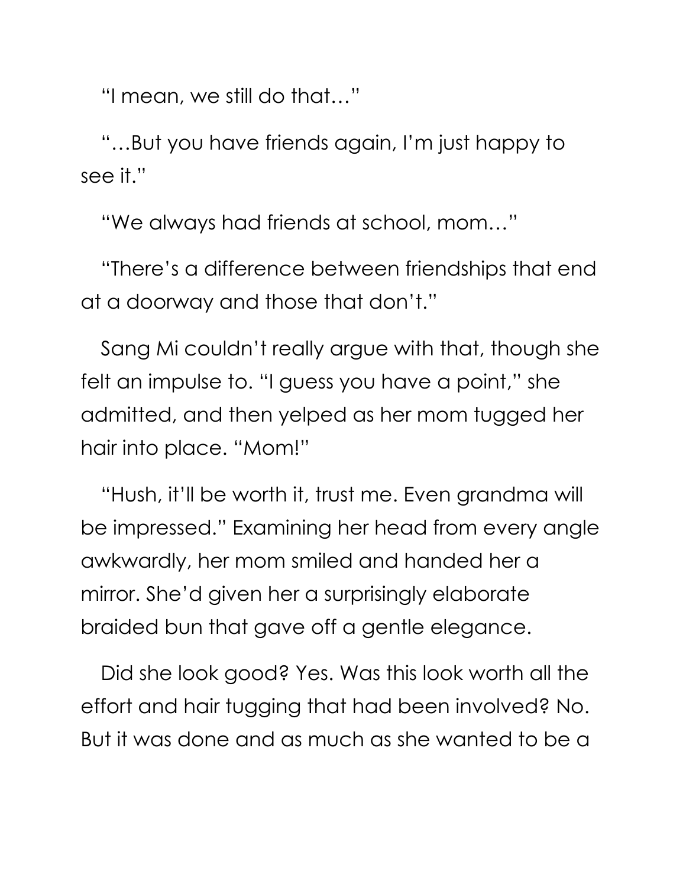"I mean, we still do that…"

"…But you have friends again, I'm just happy to see it."

"We always had friends at school, mom…"

"There's a difference between friendships that end at a doorway and those that don't."

Sang Mi couldn't really argue with that, though she felt an impulse to. "I guess you have a point," she admitted, and then yelped as her mom tugged her hair into place. "Mom!"

"Hush, it'll be worth it, trust me. Even grandma will be impressed." Examining her head from every angle awkwardly, her mom smiled and handed her a mirror. She'd given her a surprisingly elaborate braided bun that gave off a gentle elegance.

Did she look good? Yes. Was this look worth all the effort and hair tugging that had been involved? No. But it was done and as much as she wanted to be a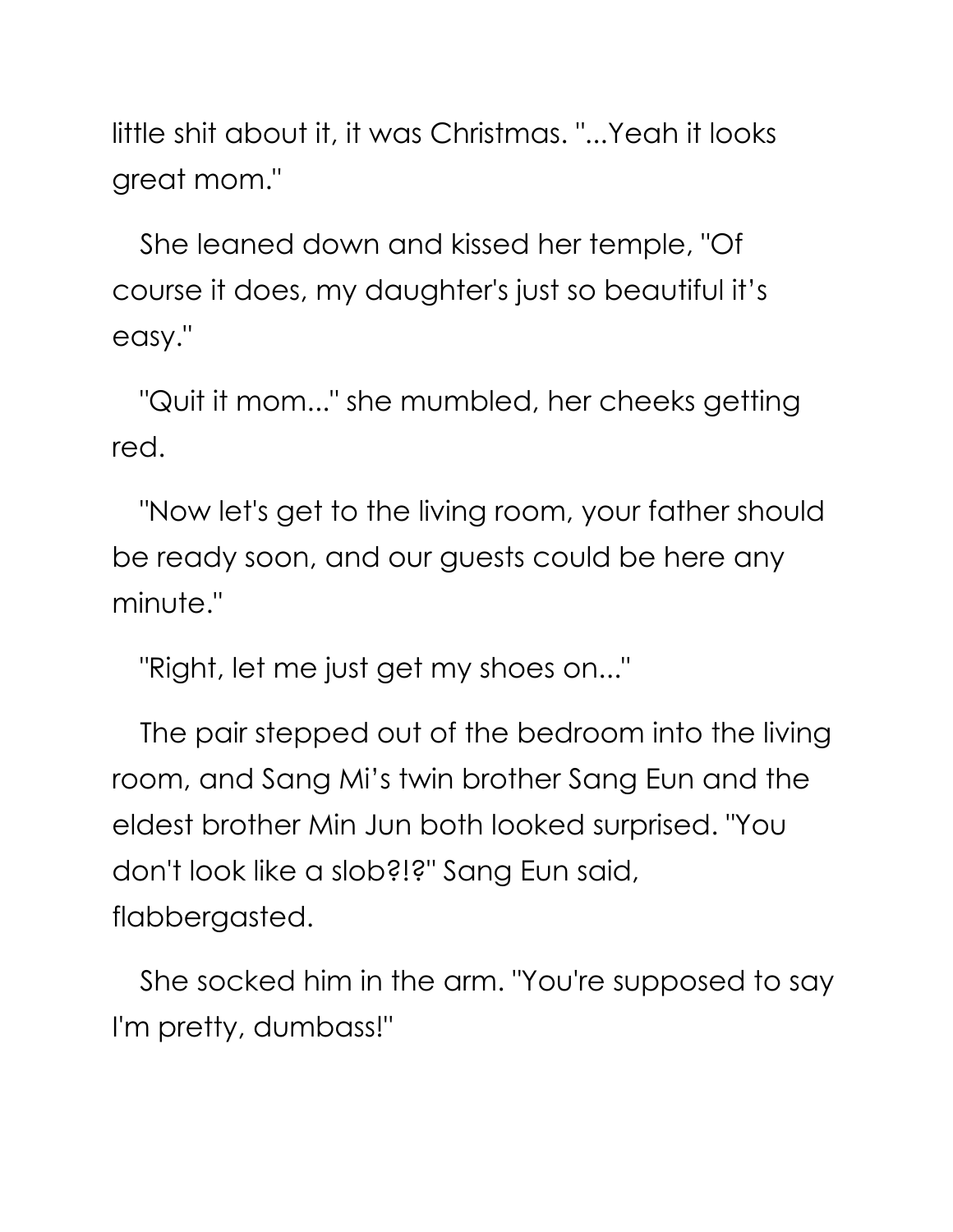little shit about it, it was Christmas. "...Yeah it looks great mom."

She leaned down and kissed her temple, "Of course it does, my daughter's just so beautiful it's easy."

"Quit it mom..." she mumbled, her cheeks getting red.

"Now let's get to the living room, your father should be ready soon, and our guests could be here any minute."

"Right, let me just get my shoes on..."

The pair stepped out of the bedroom into the living room, and Sang Mi's twin brother Sang Eun and the eldest brother Min Jun both looked surprised. "You don't look like a slob?!?" Sang Eun said, flabbergasted.

She socked him in the arm. "You're supposed to say I'm pretty, dumbass!"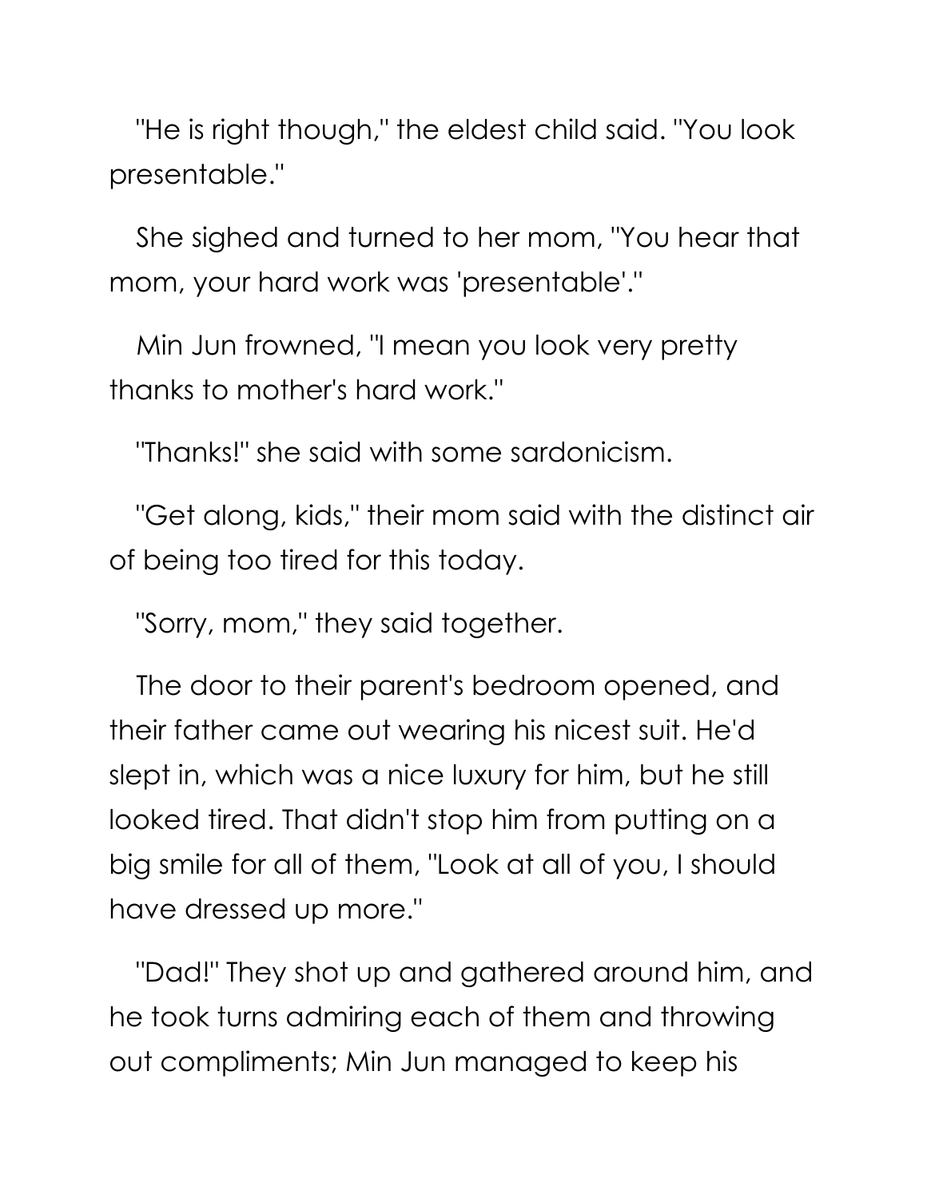"He is right though," the eldest child said. "You look presentable."

She sighed and turned to her mom, "You hear that mom, your hard work was 'presentable'."

Min Jun frowned, "I mean you look very pretty thanks to mother's hard work."

"Thanks!" she said with some sardonicism.

"Get along, kids," their mom said with the distinct air of being too tired for this today.

"Sorry, mom," they said together.

The door to their parent's bedroom opened, and their father came out wearing his nicest suit. He'd slept in, which was a nice luxury for him, but he still looked tired. That didn't stop him from putting on a big smile for all of them, "Look at all of you, I should have dressed up more."

"Dad!" They shot up and gathered around him, and he took turns admiring each of them and throwing out compliments; Min Jun managed to keep his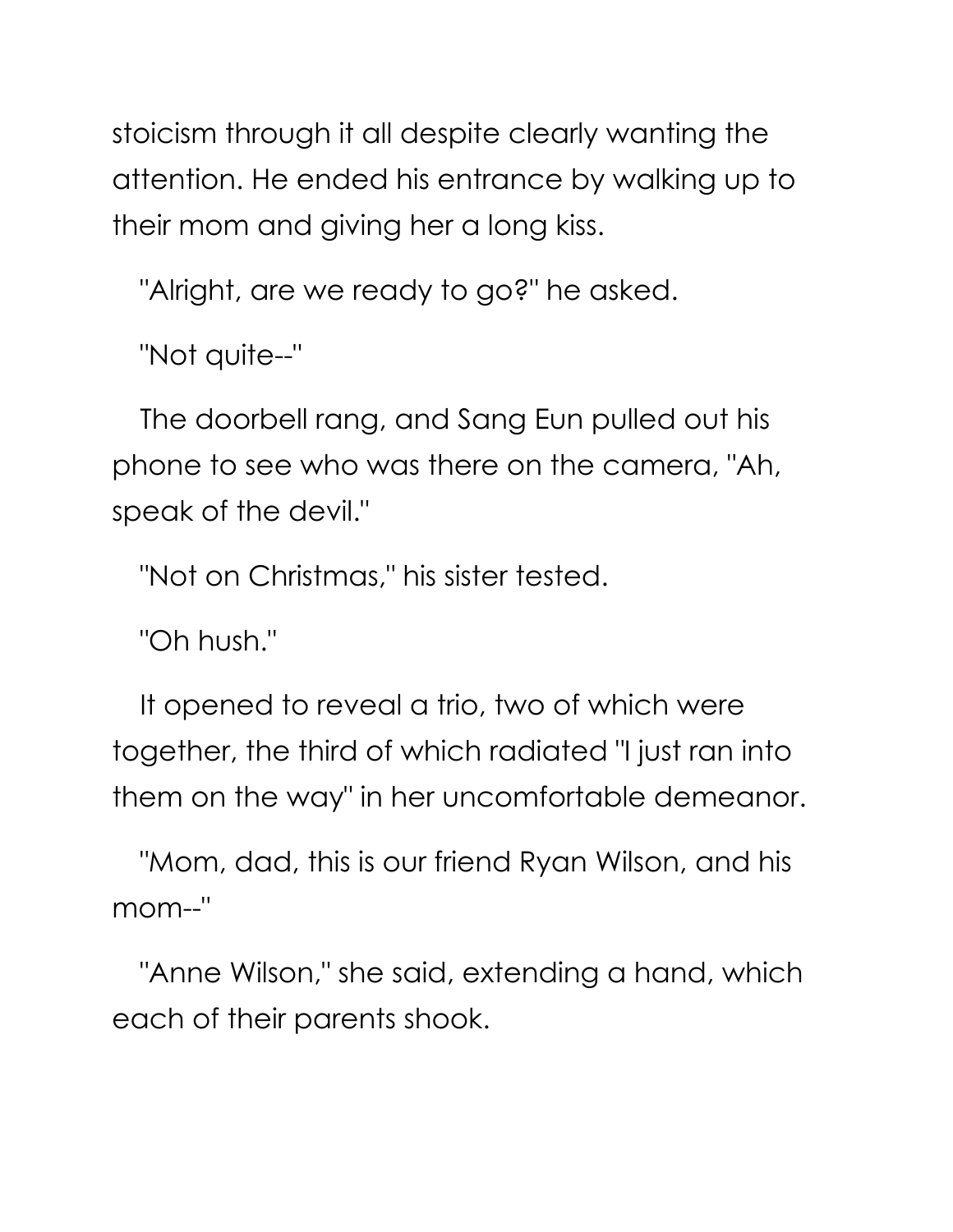stoicism through it all despite clearly wanting the attention. He ended his entrance by walking up to their mom and giving her a long kiss.

"Alright, are we ready to go?" he asked.

"Not quite--"

The doorbell rang, and Sang Eun pulled out his phone to see who was there on the camera, "Ah, speak of the devil."

"Not on Christmas," his sister tested.

"Oh hush."

It opened to reveal a trio, two of which were together, the third of which radiated "I just ran into them on the way" in her uncomfortable demeanor.

"Mom, dad, this is our friend Ryan Wilson, and his mom--"

"Anne Wilson," she said, extending a hand, which each of their parents shook.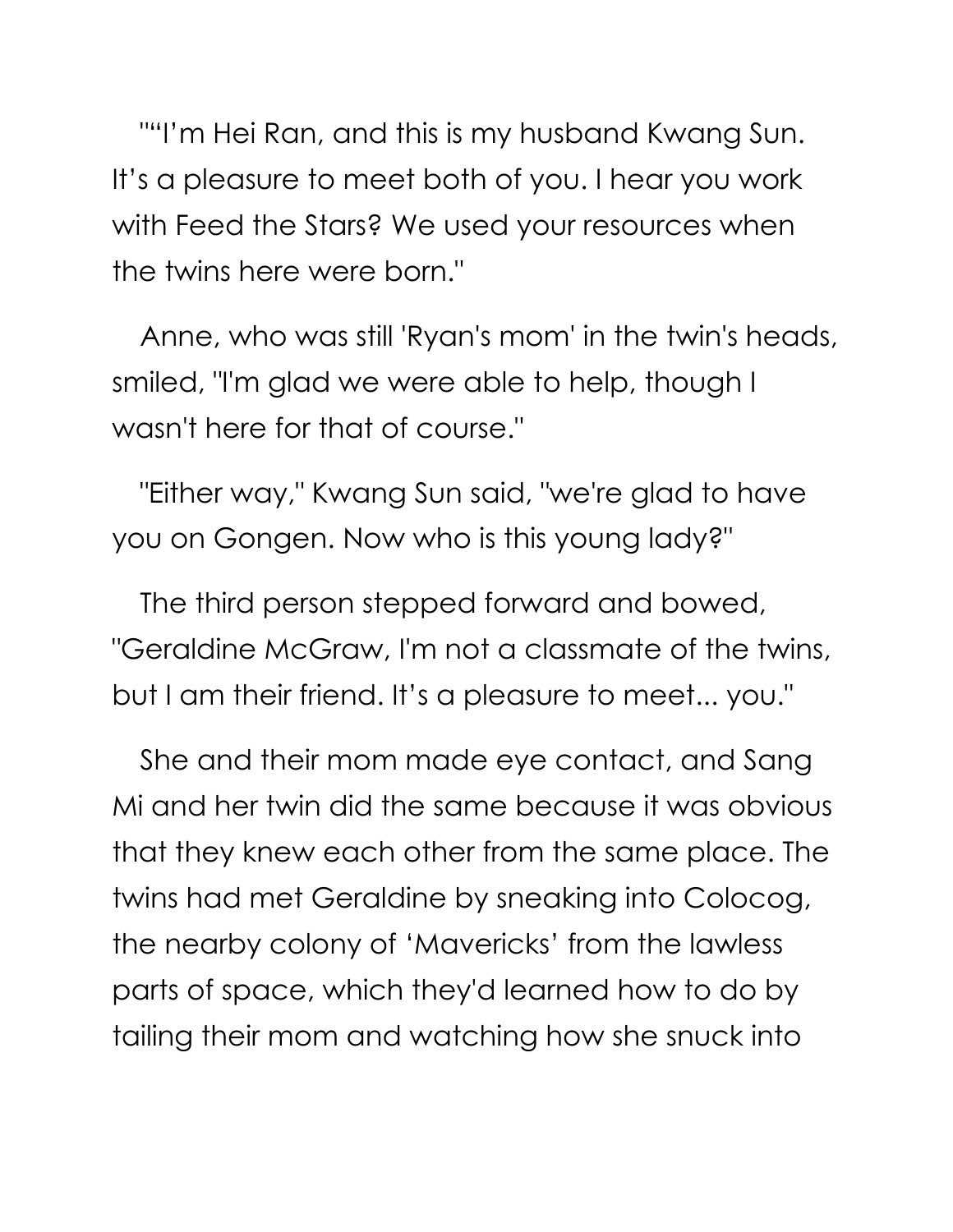""I'm Hei Ran, and this is my husband Kwang Sun. It's a pleasure to meet both of you. I hear you work with Feed the Stars? We used your resources when the twins here were born."

Anne, who was still 'Ryan's mom' in the twin's heads, smiled, "I'm glad we were able to help, though I wasn't here for that of course."

"Either way," Kwang Sun said, "we're glad to have you on Gongen. Now who is this young lady?"

The third person stepped forward and bowed, "Geraldine McGraw, I'm not a classmate of the twins, but I am their friend. It's a pleasure to meet... you."

She and their mom made eye contact, and Sang Mi and her twin did the same because it was obvious that they knew each other from the same place. The twins had met Geraldine by sneaking into Colocog, the nearby colony of 'Mavericks' from the lawless parts of space, which they'd learned how to do by tailing their mom and watching how she snuck into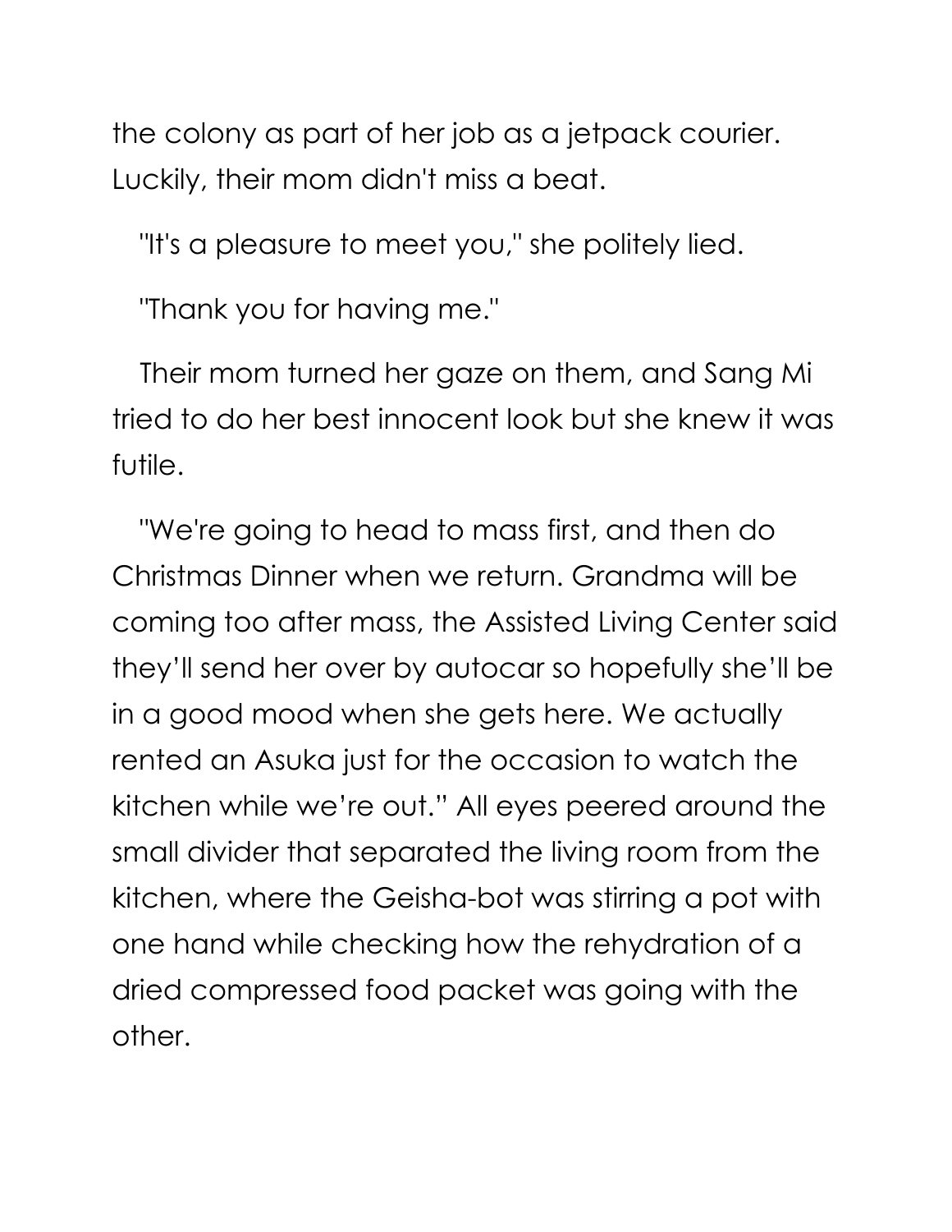the colony as part of her job as a jetpack courier. Luckily, their mom didn't miss a beat.

"It's a pleasure to meet you," she politely lied.

"Thank you for having me."

Their mom turned her gaze on them, and Sang Mi tried to do her best innocent look but she knew it was futile.

"We're going to head to mass first, and then do Christmas Dinner when we return. Grandma will be coming too after mass, the Assisted Living Center said they'll send her over by autocar so hopefully she'll be in a good mood when she gets here. We actually rented an Asuka just for the occasion to watch the kitchen while we're out." All eyes peered around the small divider that separated the living room from the kitchen, where the Geisha-bot was stirring a pot with one hand while checking how the rehydration of a dried compressed food packet was going with the other.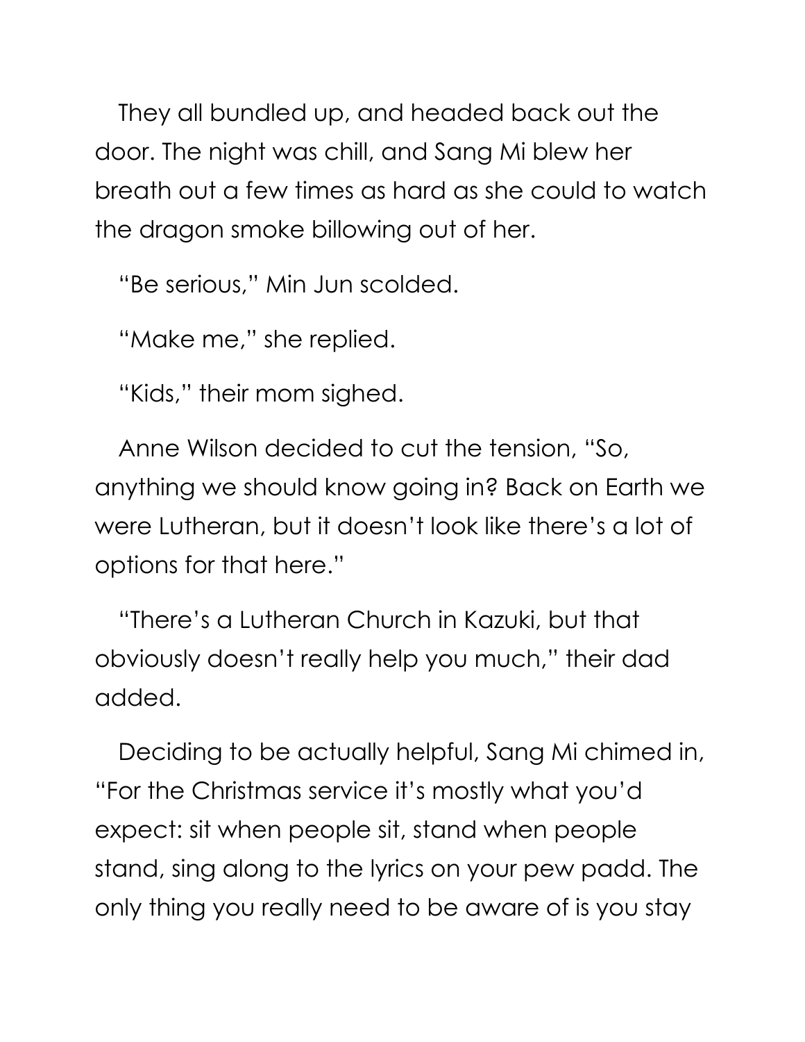They all bundled up, and headed back out the door. The night was chill, and Sang Mi blew her breath out a few times as hard as she could to watch the dragon smoke billowing out of her.

"Be serious," Min Jun scolded.

"Make me," she replied.

"Kids," their mom sighed.

Anne Wilson decided to cut the tension, "So, anything we should know going in? Back on Earth we were Lutheran, but it doesn't look like there's a lot of options for that here."

"There's a Lutheran Church in Kazuki, but that obviously doesn't really help you much," their dad added.

Deciding to be actually helpful, Sang Mi chimed in, "For the Christmas service it's mostly what you'd expect: sit when people sit, stand when people stand, sing along to the lyrics on your pew padd. The only thing you really need to be aware of is you stay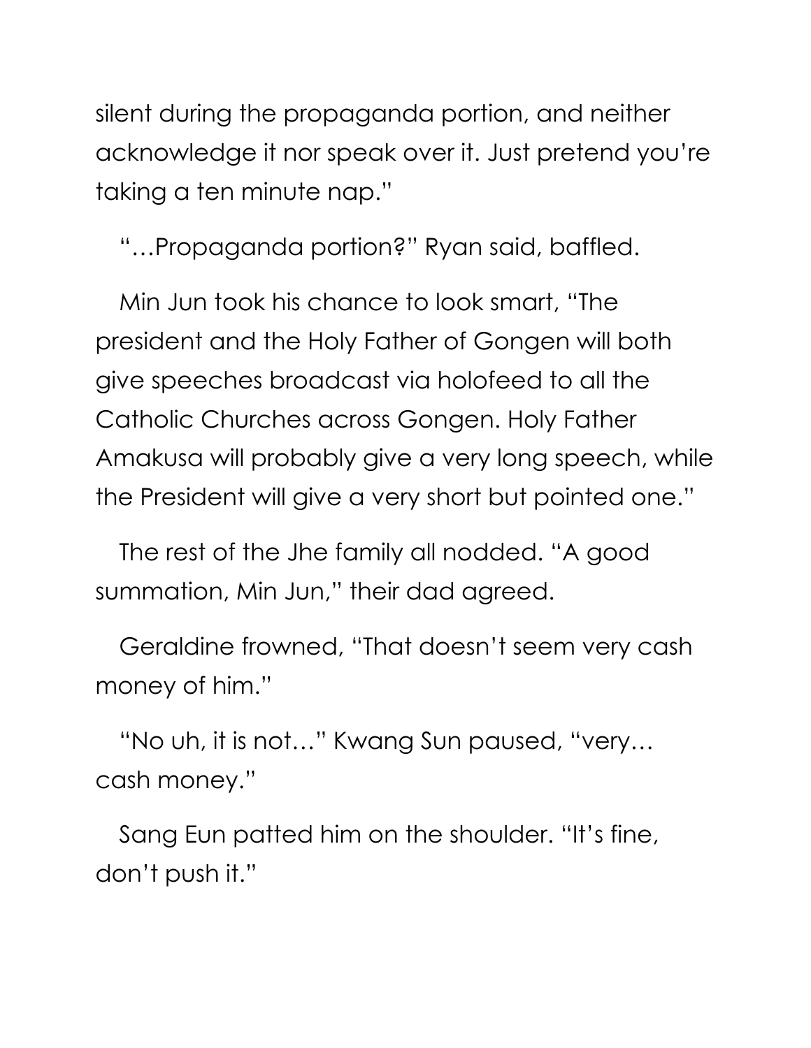silent during the propaganda portion, and neither acknowledge it nor speak over it. Just pretend you're taking a ten minute nap."

"…Propaganda portion?" Ryan said, baffled.

Min Jun took his chance to look smart, "The president and the Holy Father of Gongen will both give speeches broadcast via holofeed to all the Catholic Churches across Gongen. Holy Father Amakusa will probably give a very long speech, while the President will give a very short but pointed one."

The rest of the Jhe family all nodded. "A good summation, Min Jun," their dad agreed.

Geraldine frowned, "That doesn't seem very cash money of him."

"No uh, it is not…" Kwang Sun paused, "very… cash money."

Sang Eun patted him on the shoulder. "It's fine, don't push it."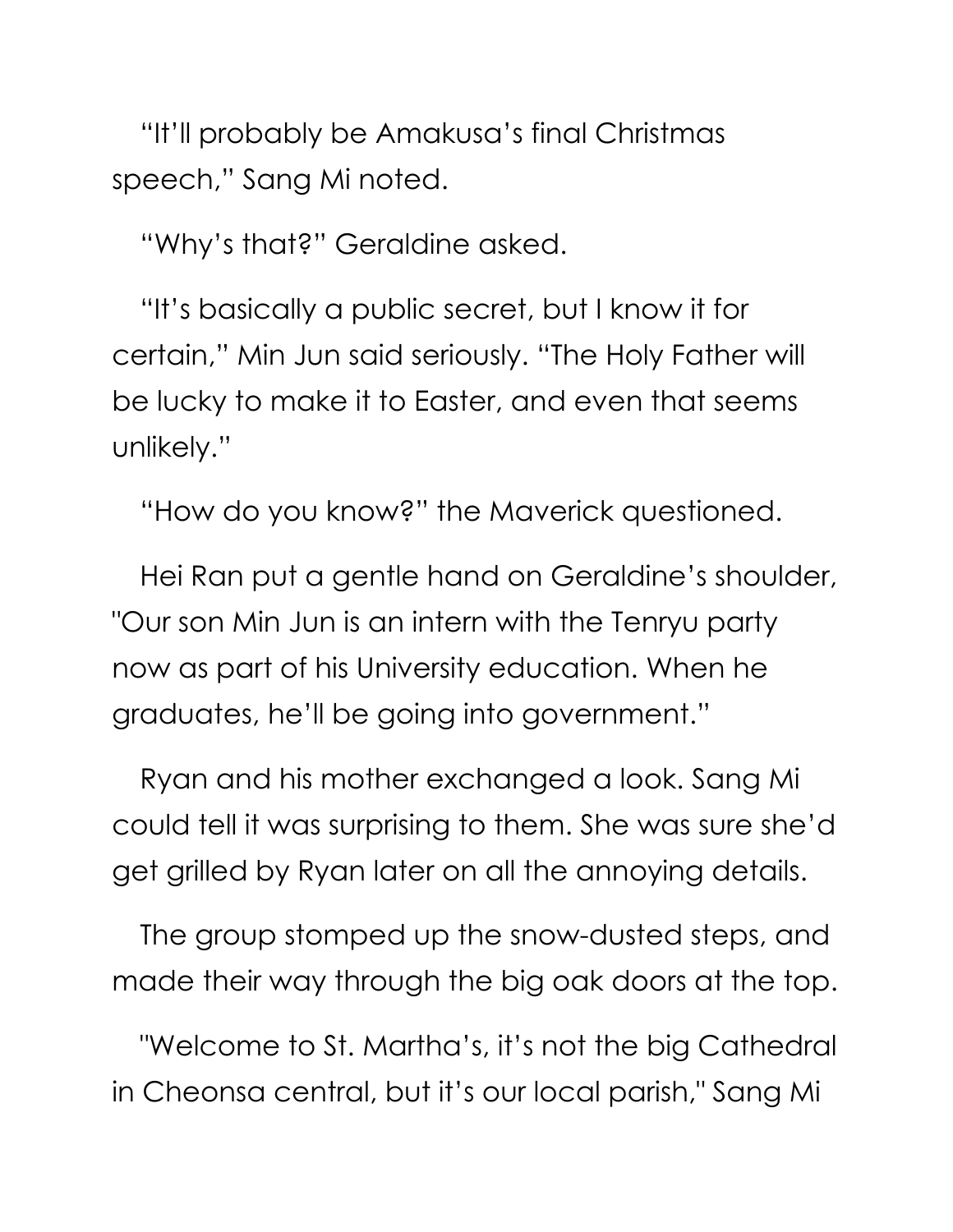"It'll probably be Amakusa's final Christmas speech," Sang Mi noted.

"Why's that?" Geraldine asked.

"It's basically a public secret, but I know it for certain," Min Jun said seriously. "The Holy Father will be lucky to make it to Easter, and even that seems unlikely."

"How do you know?" the Maverick questioned.

Hei Ran put a gentle hand on Geraldine's shoulder, "Our son Min Jun is an intern with the Tenryu party now as part of his University education. When he graduates, he'll be going into government."

Ryan and his mother exchanged a look. Sang Mi could tell it was surprising to them. She was sure she'd get grilled by Ryan later on all the annoying details.

The group stomped up the snow-dusted steps, and made their way through the big oak doors at the top.

"Welcome to St. Martha's, it's not the big Cathedral in Cheonsa central, but it's our local parish," Sang Mi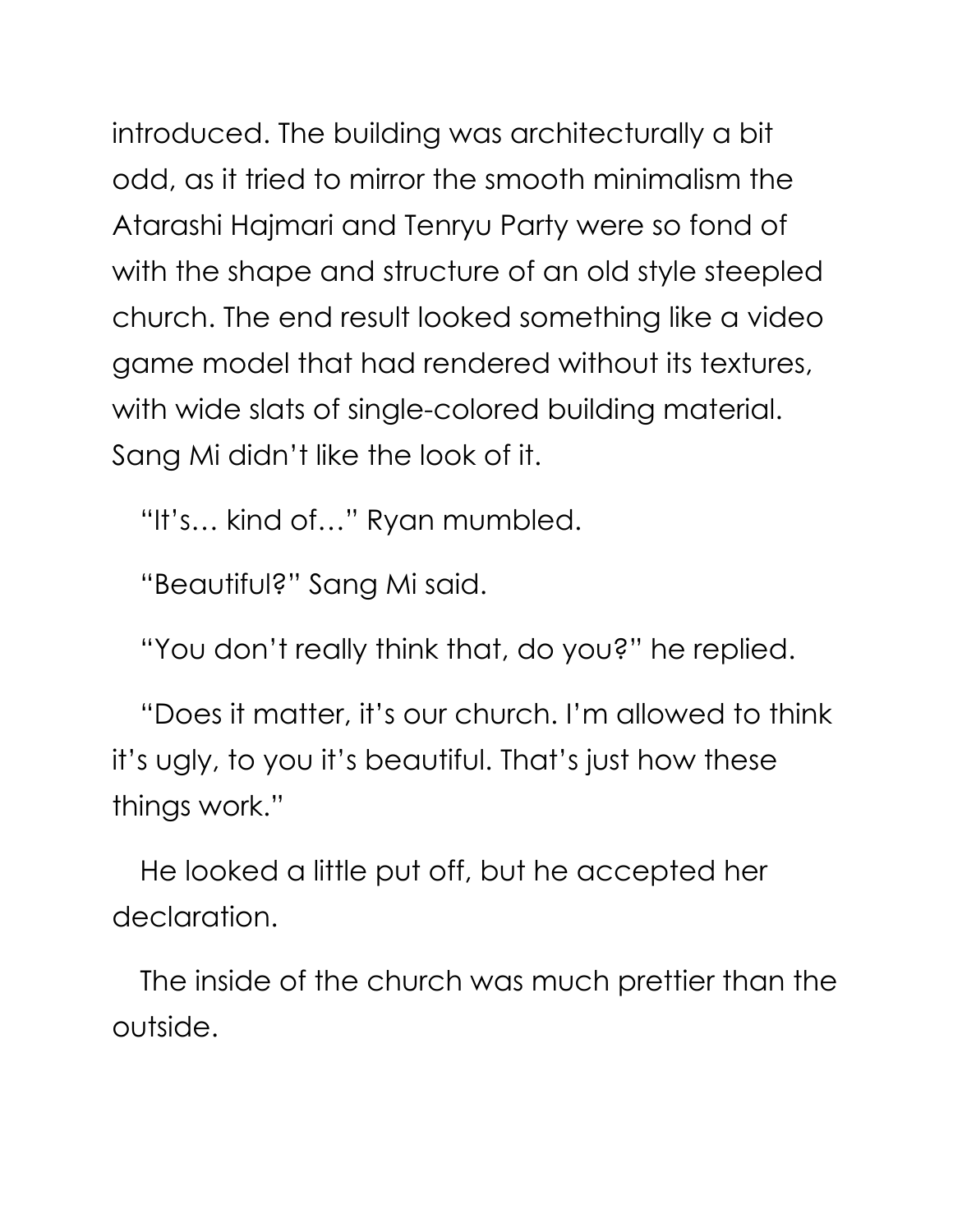introduced. The building was architecturally a bit odd, as it tried to mirror the smooth minimalism the Atarashi Hajmari and Tenryu Party were so fond of with the shape and structure of an old style steepled church. The end result looked something like a video game model that had rendered without its textures, with wide slats of single-colored building material. Sang Mi didn't like the look of it.

"It's… kind of…" Ryan mumbled.

"Beautiful?" Sang Mi said.

"You don't really think that, do you?" he replied.

"Does it matter, it's our church. I'm allowed to think it's ugly, to you it's beautiful. That's just how these things work."

He looked a little put off, but he accepted her declaration.

The inside of the church was much prettier than the outside.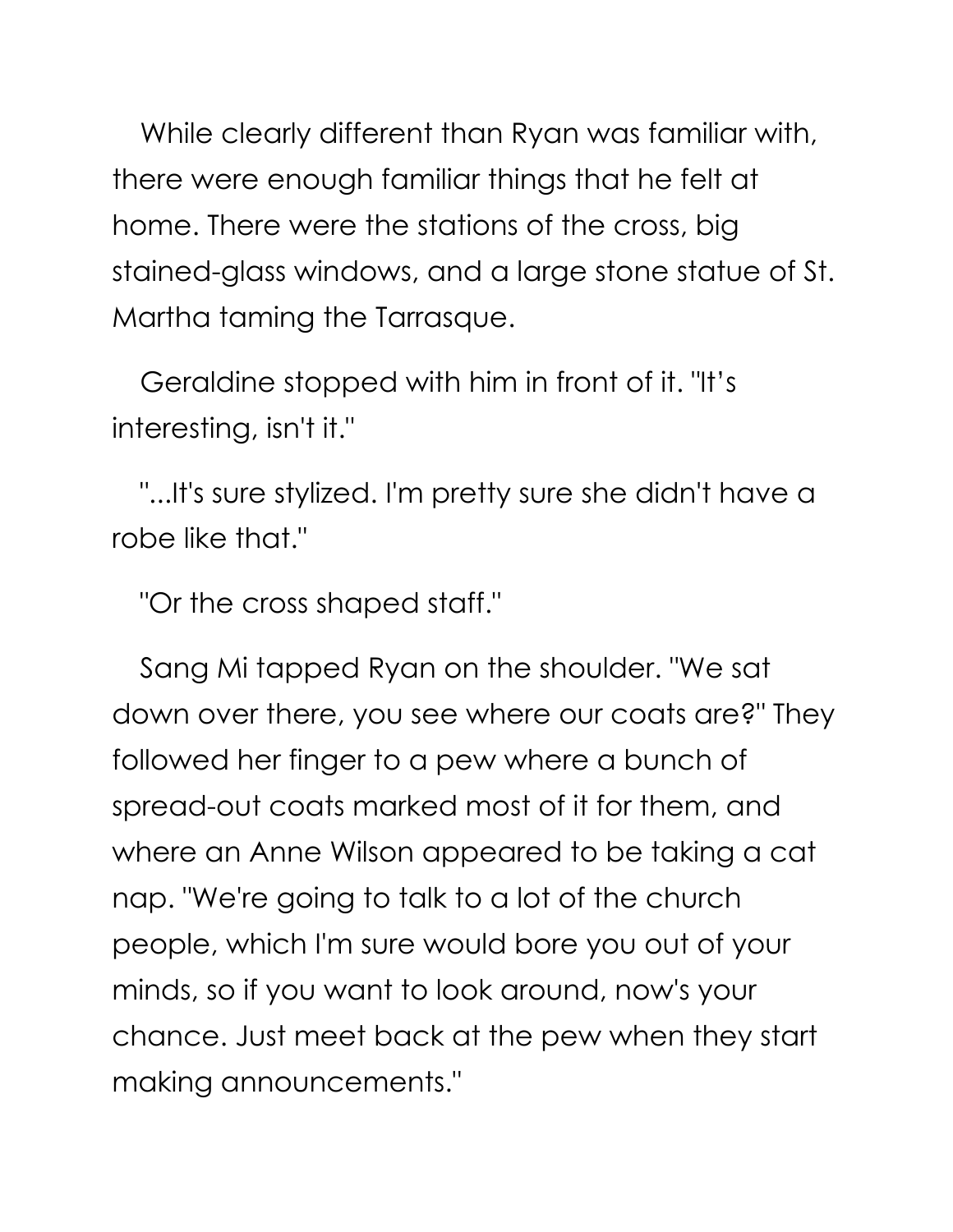While clearly different than Ryan was familiar with, there were enough familiar things that he felt at home. There were the stations of the cross, big stained-glass windows, and a large stone statue of St. Martha taming the Tarrasque.

Geraldine stopped with him in front of it. "It's interesting, isn't it."

"...It's sure stylized. I'm pretty sure she didn't have a robe like that."

"Or the cross shaped staff."

Sang Mi tapped Ryan on the shoulder. "We sat down over there, you see where our coats are?" They followed her finger to a pew where a bunch of spread-out coats marked most of it for them, and where an Anne Wilson appeared to be taking a cat nap. "We're going to talk to a lot of the church people, which I'm sure would bore you out of your minds, so if you want to look around, now's your chance. Just meet back at the pew when they start making announcements."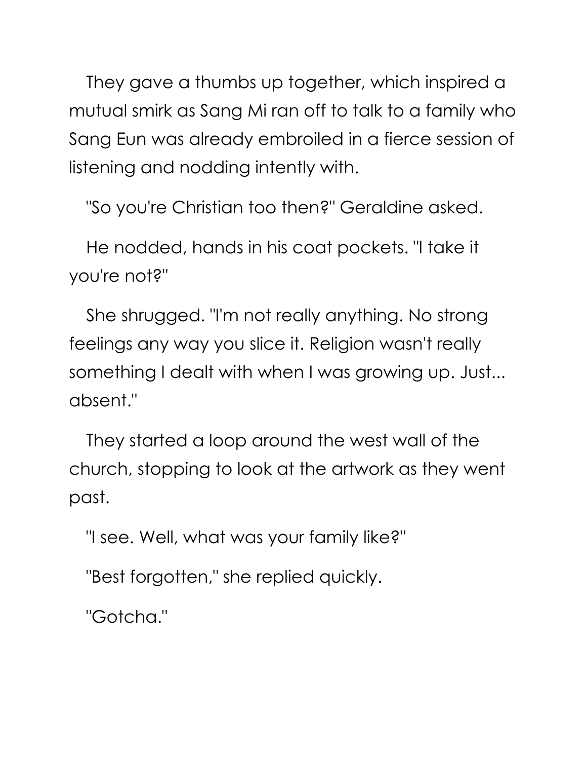They gave a thumbs up together, which inspired a mutual smirk as Sang Mi ran off to talk to a family who Sang Eun was already embroiled in a fierce session of listening and nodding intently with.

"So you're Christian too then?" Geraldine asked.

He nodded, hands in his coat pockets. "I take it you're not?"

She shrugged. "I'm not really anything. No strong feelings any way you slice it. Religion wasn't really something I dealt with when I was growing up. Just... absent."

They started a loop around the west wall of the church, stopping to look at the artwork as they went past.

"I see. Well, what was your family like?"

"Best forgotten," she replied quickly.

"Gotcha."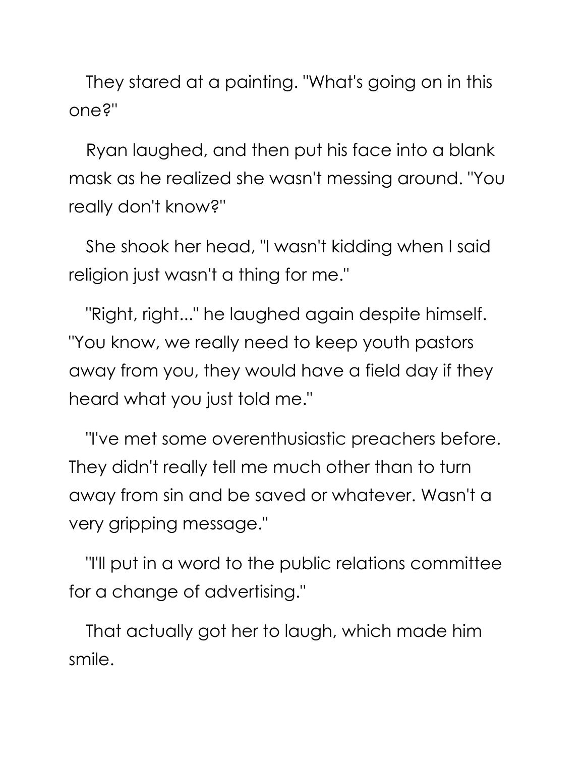They stared at a painting. "What's going on in this one?"

Ryan laughed, and then put his face into a blank mask as he realized she wasn't messing around. "You really don't know?"

She shook her head, "I wasn't kidding when I said religion just wasn't a thing for me."

"Right, right..." he laughed again despite himself. "You know, we really need to keep youth pastors away from you, they would have a field day if they heard what you just told me."

"I've met some overenthusiastic preachers before. They didn't really tell me much other than to turn away from sin and be saved or whatever. Wasn't a very gripping message."

"I'll put in a word to the public relations committee for a change of advertising."

That actually got her to laugh, which made him smile.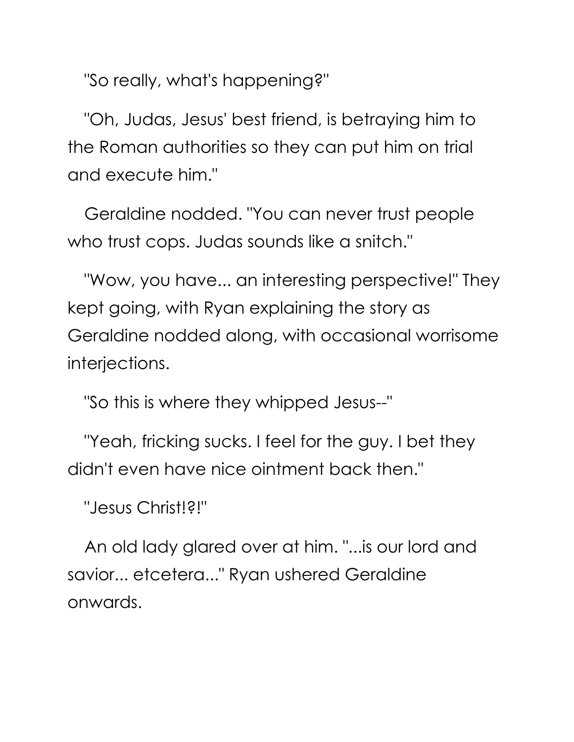"So really, what's happening?"

"Oh, Judas, Jesus' best friend, is betraying him to the Roman authorities so they can put him on trial and execute him."

Geraldine nodded. "You can never trust people who trust cops. Judas sounds like a snitch."

"Wow, you have... an interesting perspective!" They kept going, with Ryan explaining the story as Geraldine nodded along, with occasional worrisome interjections.

"So this is where they whipped Jesus--"

"Yeah, fricking sucks. I feel for the guy. I bet they didn't even have nice ointment back then."

"Jesus Christ!?!"

An old lady glared over at him. "...is our lord and savior... etcetera..." Ryan ushered Geraldine onwards.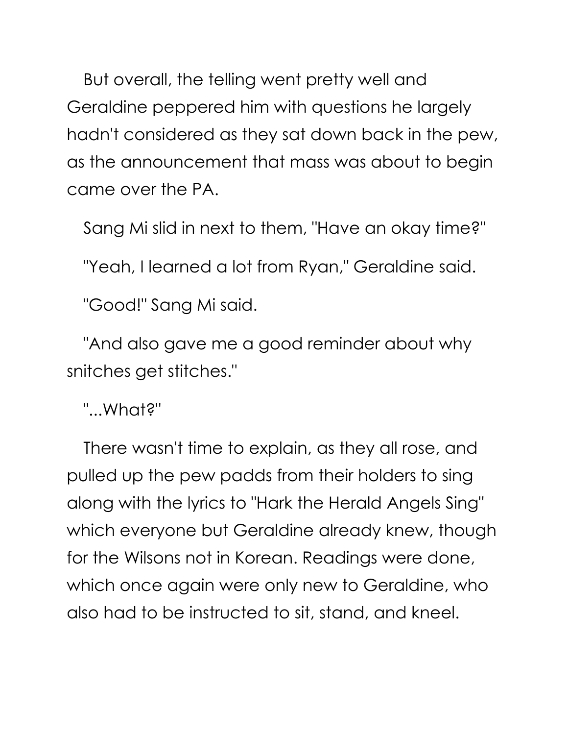But overall, the telling went pretty well and Geraldine peppered him with questions he largely hadn't considered as they sat down back in the pew, as the announcement that mass was about to begin came over the PA.

Sang Mi slid in next to them, "Have an okay time?"

"Yeah, I learned a lot from Ryan," Geraldine said.

"Good!" Sang Mi said.

"And also gave me a good reminder about why snitches get stitches."

"...What?"

There wasn't time to explain, as they all rose, and pulled up the pew padds from their holders to sing along with the lyrics to "Hark the Herald Angels Sing" which everyone but Geraldine already knew, though for the Wilsons not in Korean. Readings were done, which once again were only new to Geraldine, who also had to be instructed to sit, stand, and kneel.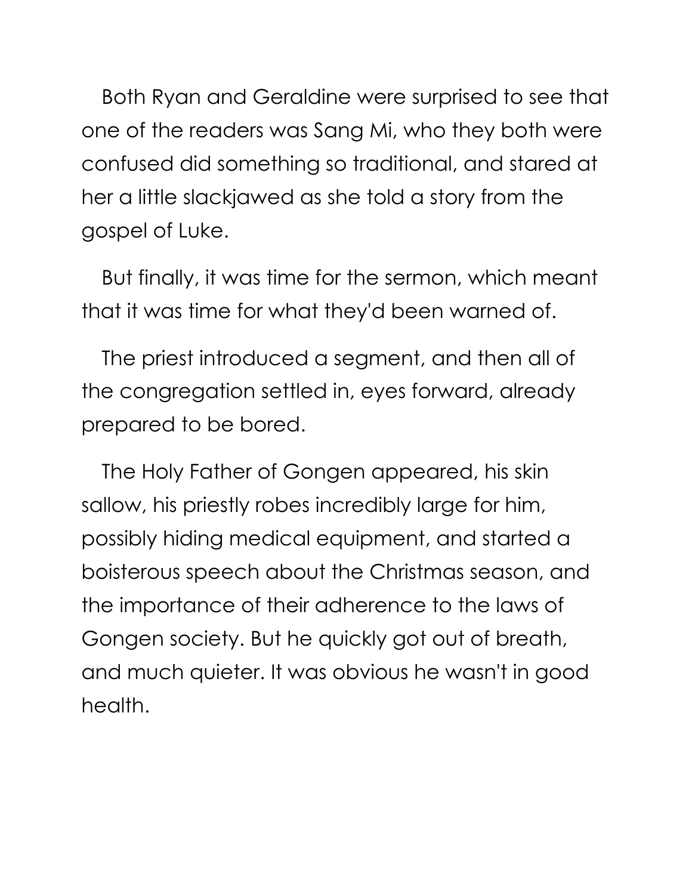Both Ryan and Geraldine were surprised to see that one of the readers was Sang Mi, who they both were confused did something so traditional, and stared at her a little slackjawed as she told a story from the gospel of Luke.

But finally, it was time for the sermon, which meant that it was time for what they'd been warned of.

The priest introduced a segment, and then all of the congregation settled in, eyes forward, already prepared to be bored.

The Holy Father of Gongen appeared, his skin sallow, his priestly robes incredibly large for him, possibly hiding medical equipment, and started a boisterous speech about the Christmas season, and the importance of their adherence to the laws of Gongen society. But he quickly got out of breath, and much quieter. It was obvious he wasn't in good health.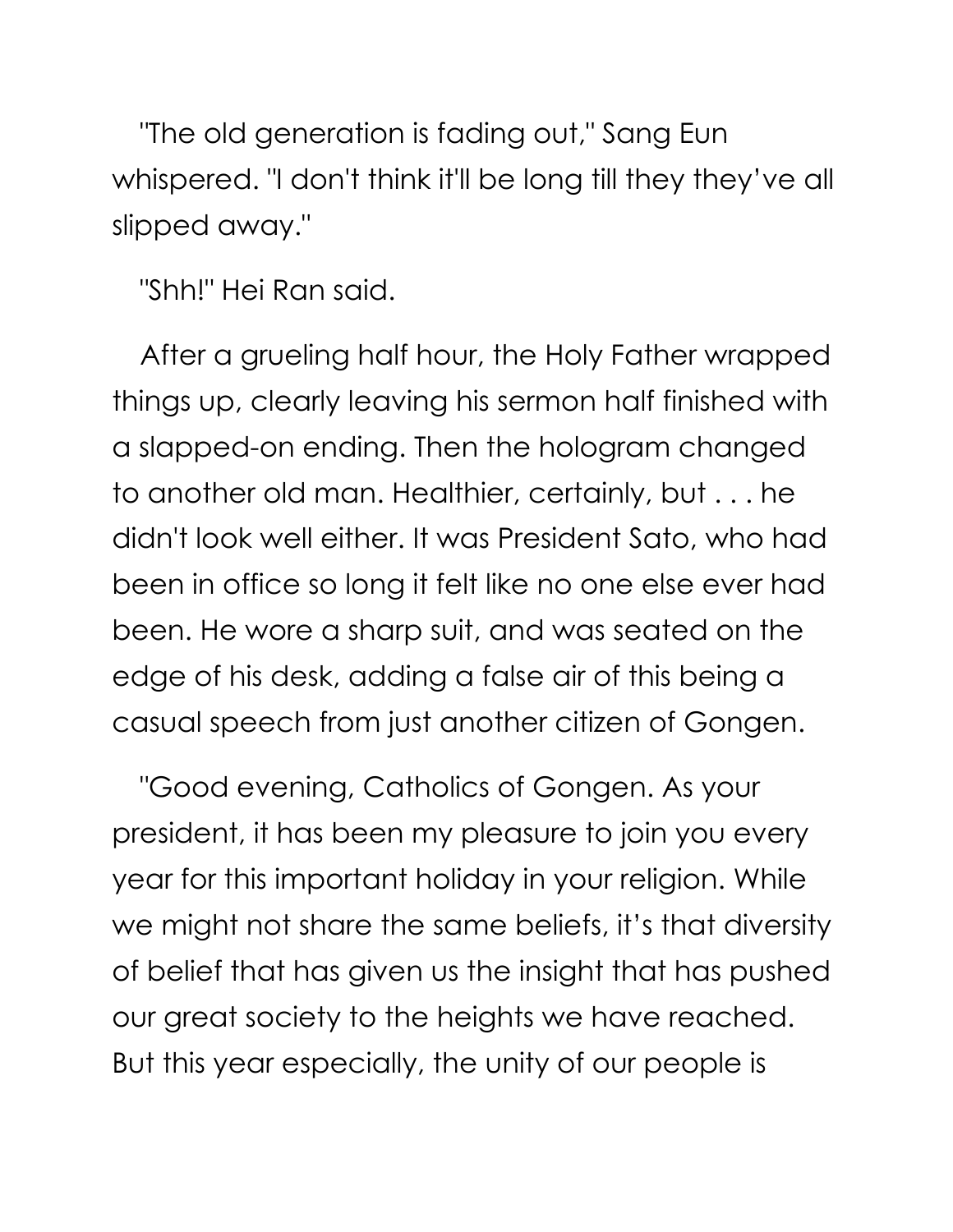"The old generation is fading out," Sang Eun whispered. "I don't think it'll be long till they they've all slipped away."

"Shh!" Hei Ran said.

After a grueling half hour, the Holy Father wrapped things up, clearly leaving his sermon half finished with a slapped-on ending. Then the hologram changed to another old man. Healthier, certainly, but . . . he didn't look well either. It was President Sato, who had been in office so long it felt like no one else ever had been. He wore a sharp suit, and was seated on the edge of his desk, adding a false air of this being a casual speech from just another citizen of Gongen.

"Good evening, Catholics of Gongen. As your president, it has been my pleasure to join you every year for this important holiday in your religion. While we might not share the same beliefs, it's that diversity of belief that has given us the insight that has pushed our great society to the heights we have reached. But this year especially, the unity of our people is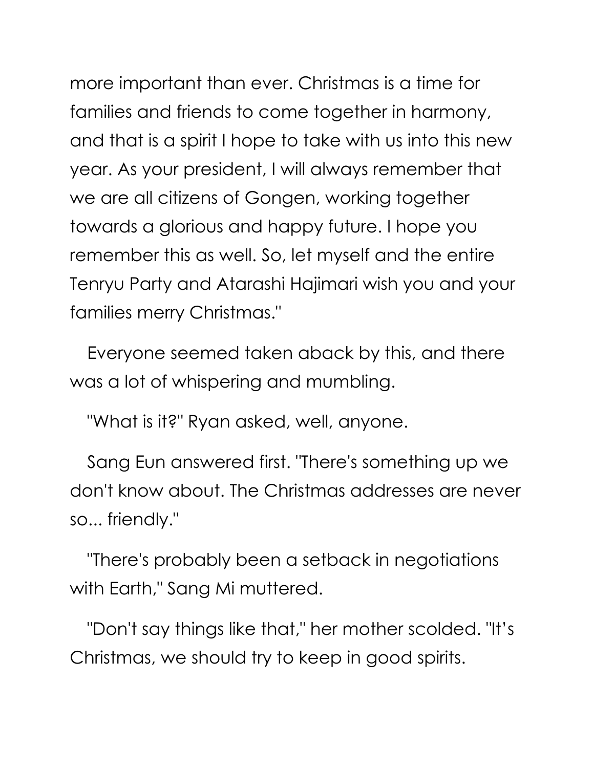more important than ever. Christmas is a time for families and friends to come together in harmony, and that is a spirit I hope to take with us into this new year. As your president, I will always remember that we are all citizens of Gongen, working together towards a glorious and happy future. I hope you remember this as well. So, let myself and the entire Tenryu Party and Atarashi Hajimari wish you and your families merry Christmas."

Everyone seemed taken aback by this, and there was a lot of whispering and mumbling.

"What is it?" Ryan asked, well, anyone.

Sang Eun answered first. "There's something up we don't know about. The Christmas addresses are never so... friendly."

"There's probably been a setback in negotiations with Earth," Sang Mi muttered.

"Don't say things like that," her mother scolded. "It's Christmas, we should try to keep in good spirits.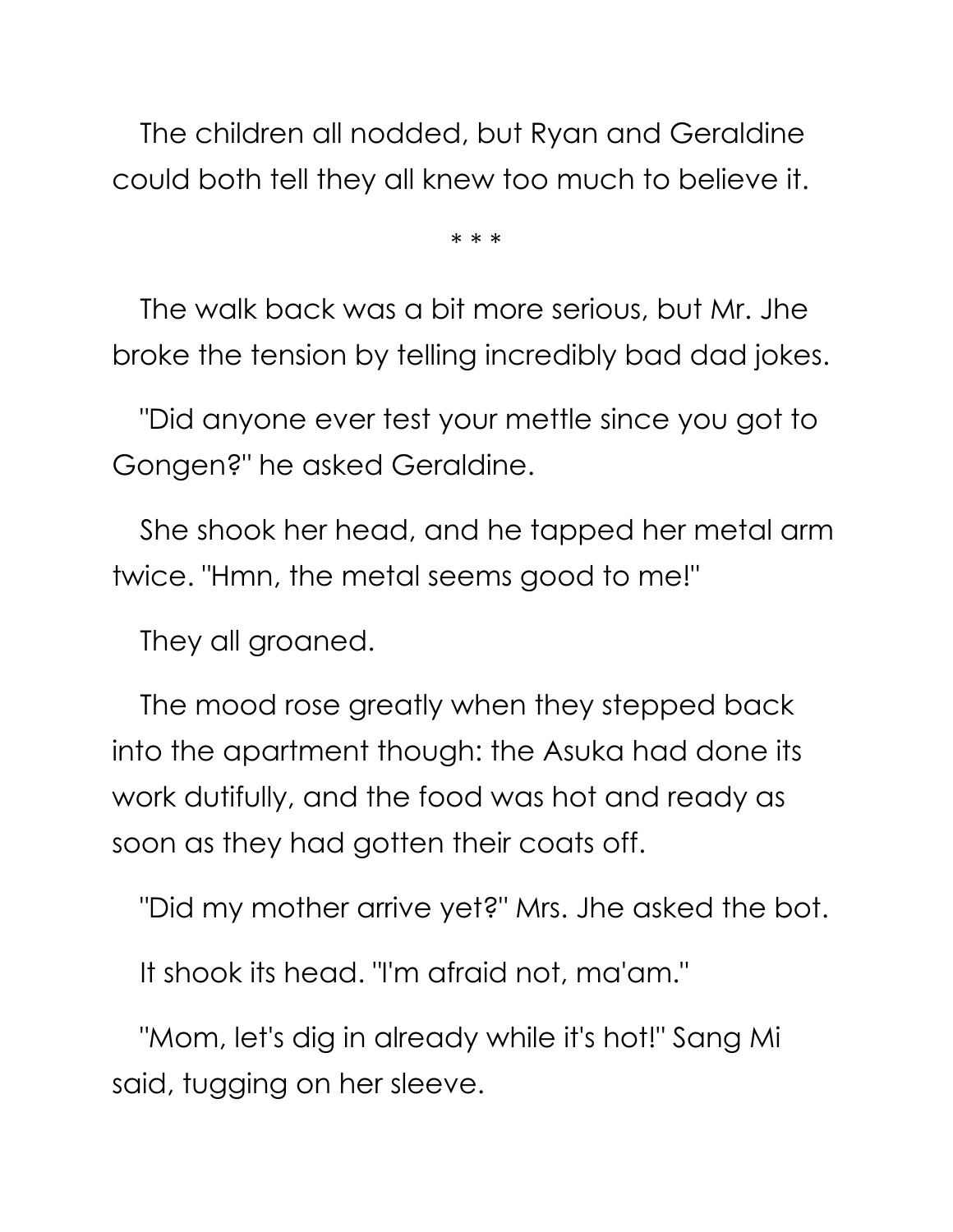The children all nodded, but Ryan and Geraldine could both tell they all knew too much to believe it.

* * *

The walk back was a bit more serious, but Mr. Jhe broke the tension by telling incredibly bad dad jokes.

"Did anyone ever test your mettle since you got to Gongen?" he asked Geraldine.

She shook her head, and he tapped her metal arm twice. "Hmn, the metal seems good to me!"

They all groaned.

The mood rose greatly when they stepped back into the apartment though: the Asuka had done its work dutifully, and the food was hot and ready as soon as they had gotten their coats off.

"Did my mother arrive yet?" Mrs. Jhe asked the bot.

It shook its head. "I'm afraid not, ma'am."

"Mom, let's dig in already while it's hot!" Sang Mi said, tugging on her sleeve.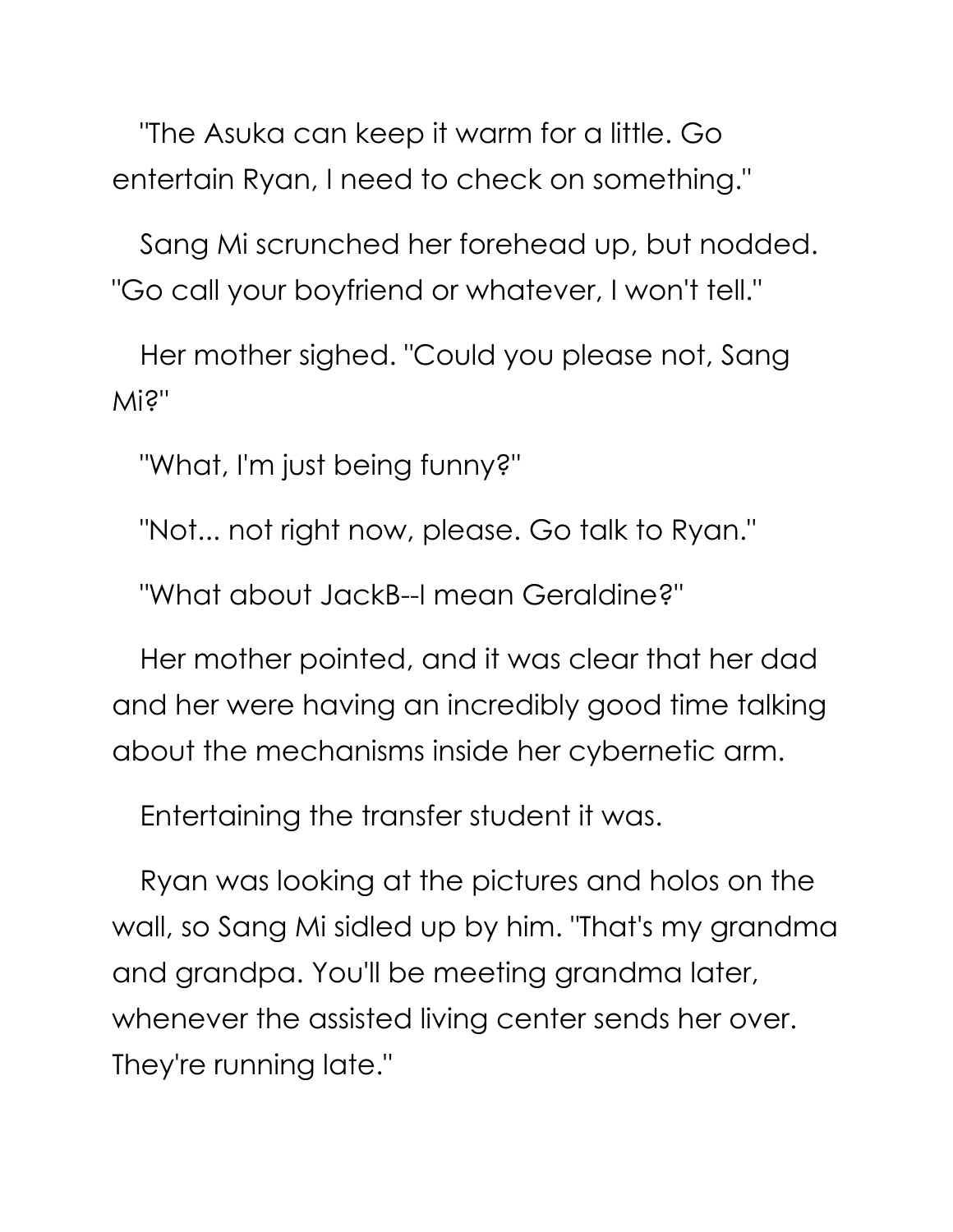"The Asuka can keep it warm for a little. Go entertain Ryan, I need to check on something."

Sang Mi scrunched her forehead up, but nodded. "Go call your boyfriend or whatever, I won't tell."

Her mother sighed. "Could you please not, Sang Mi?"

"What, I'm just being funny?"

"Not... not right now, please. Go talk to Ryan."

"What about JackB--I mean Geraldine?"

Her mother pointed, and it was clear that her dad and her were having an incredibly good time talking about the mechanisms inside her cybernetic arm.

Entertaining the transfer student it was.

Ryan was looking at the pictures and holos on the wall, so Sang Mi sidled up by him. "That's my grandma and grandpa. You'll be meeting grandma later, whenever the assisted living center sends her over. They're running late."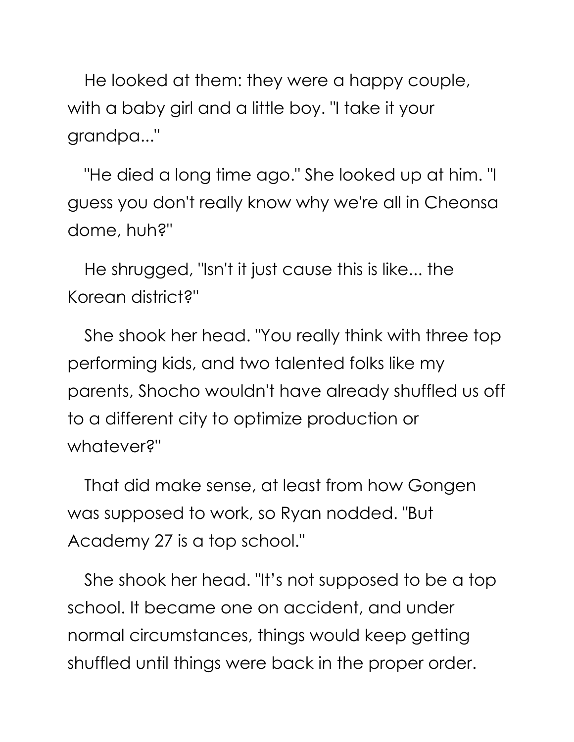He looked at them: they were a happy couple, with a baby girl and a little boy. "I take it your grandpa..."

"He died a long time ago." She looked up at him. "I guess you don't really know why we're all in Cheonsa dome, huh?"

He shrugged, "Isn't it just cause this is like... the Korean district?"

She shook her head. "You really think with three top performing kids, and two talented folks like my parents, Shocho wouldn't have already shuffled us off to a different city to optimize production or whatever?"

That did make sense, at least from how Gongen was supposed to work, so Ryan nodded. "But Academy 27 is a top school."

She shook her head. "It's not supposed to be a top school. It became one on accident, and under normal circumstances, things would keep getting shuffled until things were back in the proper order.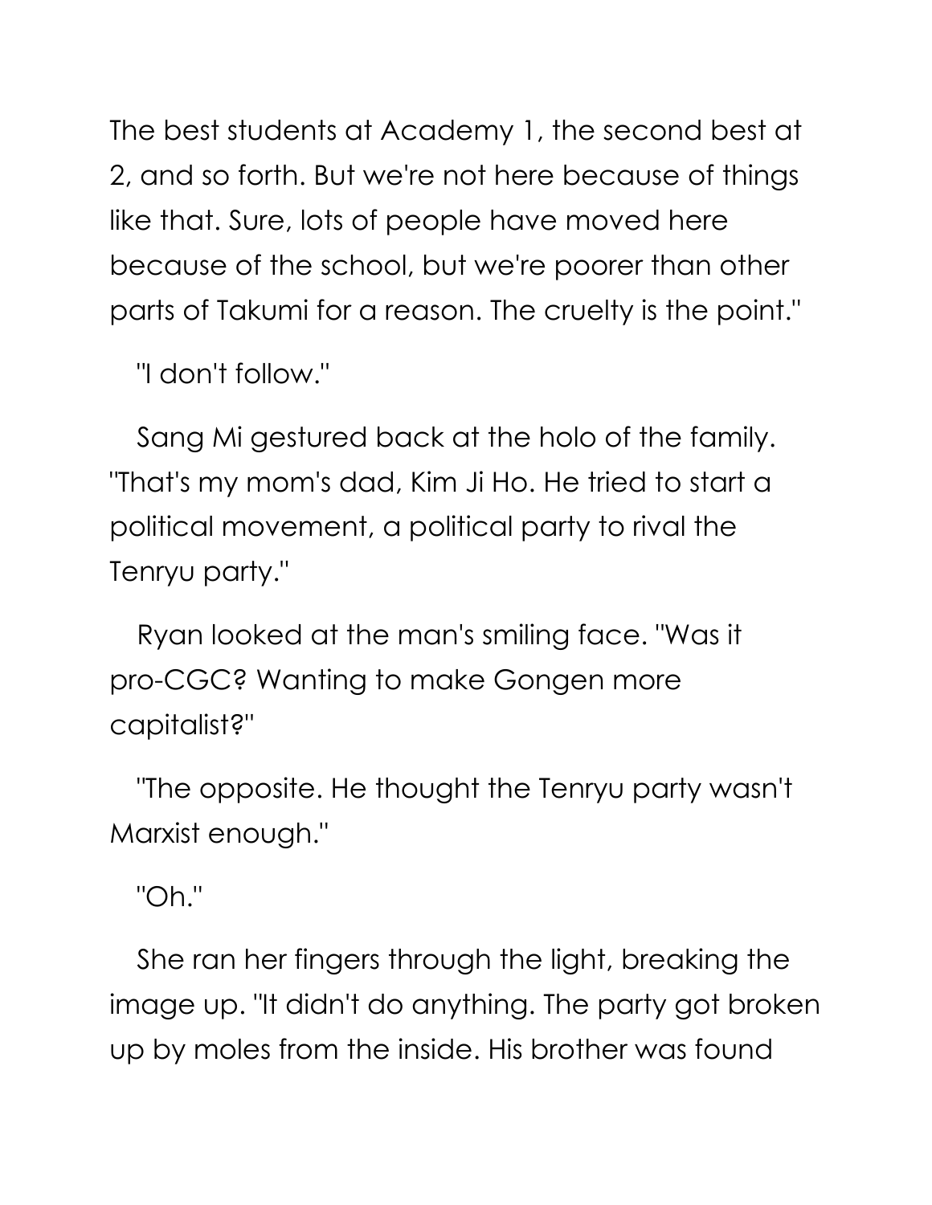The best students at Academy 1, the second best at 2, and so forth. But we're not here because of things like that. Sure, lots of people have moved here because of the school, but we're poorer than other parts of Takumi for a reason. The cruelty is the point."

"I don't follow."

Sang Mi gestured back at the holo of the family. "That's my mom's dad, Kim Ji Ho. He tried to start a political movement, a political party to rival the Tenryu party."

Ryan looked at the man's smiling face. "Was it pro-CGC? Wanting to make Gongen more capitalist?"

"The opposite. He thought the Tenryu party wasn't Marxist enough."

"Oh."

She ran her fingers through the light, breaking the image up. "It didn't do anything. The party got broken up by moles from the inside. His brother was found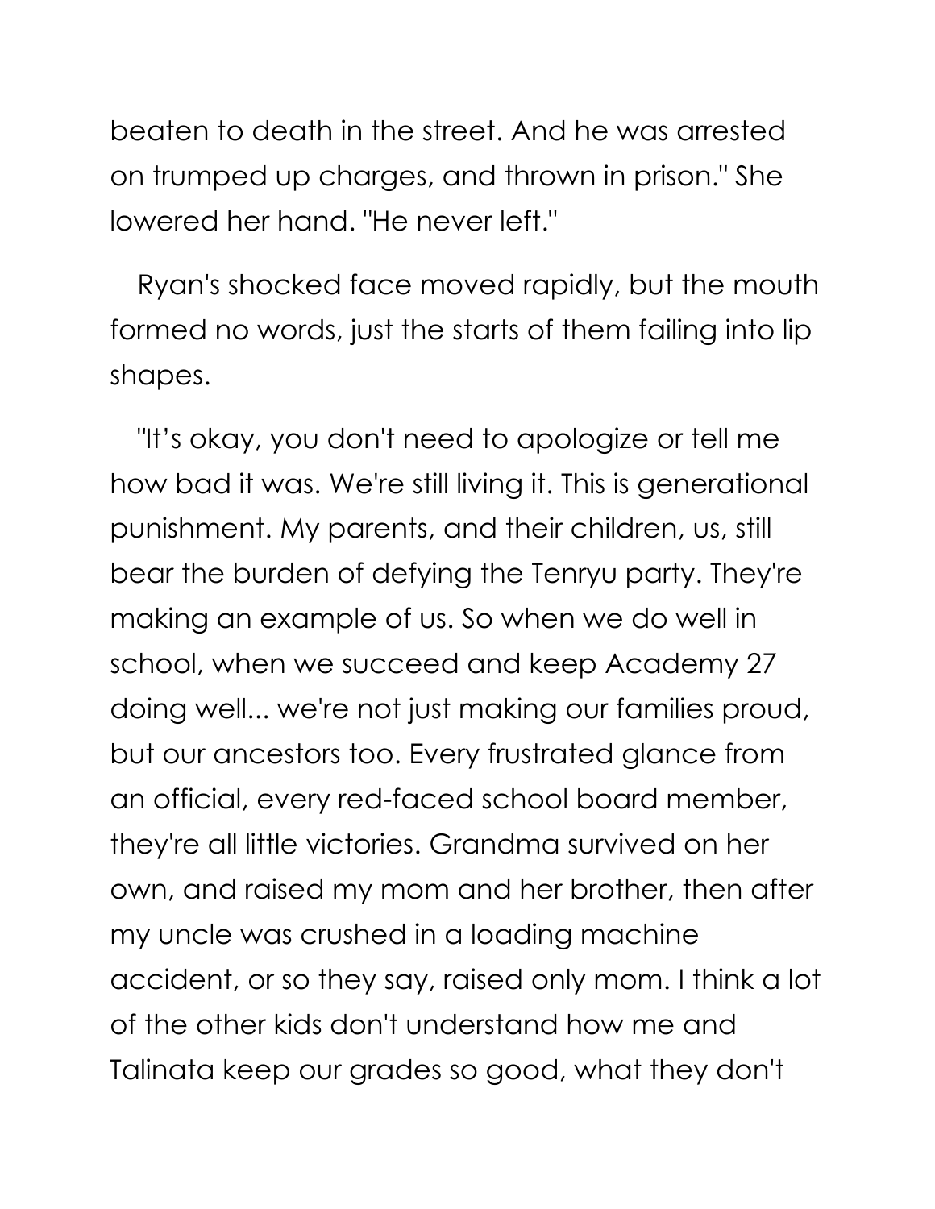beaten to death in the street. And he was arrested on trumped up charges, and thrown in prison." She lowered her hand. "He never left."

Ryan's shocked face moved rapidly, but the mouth formed no words, just the starts of them failing into lip shapes.

"It’s okay, you don't need to apologize or tell me how bad it was. We're still living it. This is generational punishment. My parents, and their children, us, still bear the burden of defying the Tenryu party. They're making an example of us. So when we do well in school, when we succeed and keep Academy 27 doing well... we're not just making our families proud, but our ancestors too. Every frustrated glance from an official, every red-faced school board member, they're all little victories. Grandma survived on her own, and raised my mom and her brother, then after my uncle was crushed in a loading machine accident, or so they say, raised only mom. I think a lot of the other kids don't understand how me and Talinata keep our grades so good, what they don't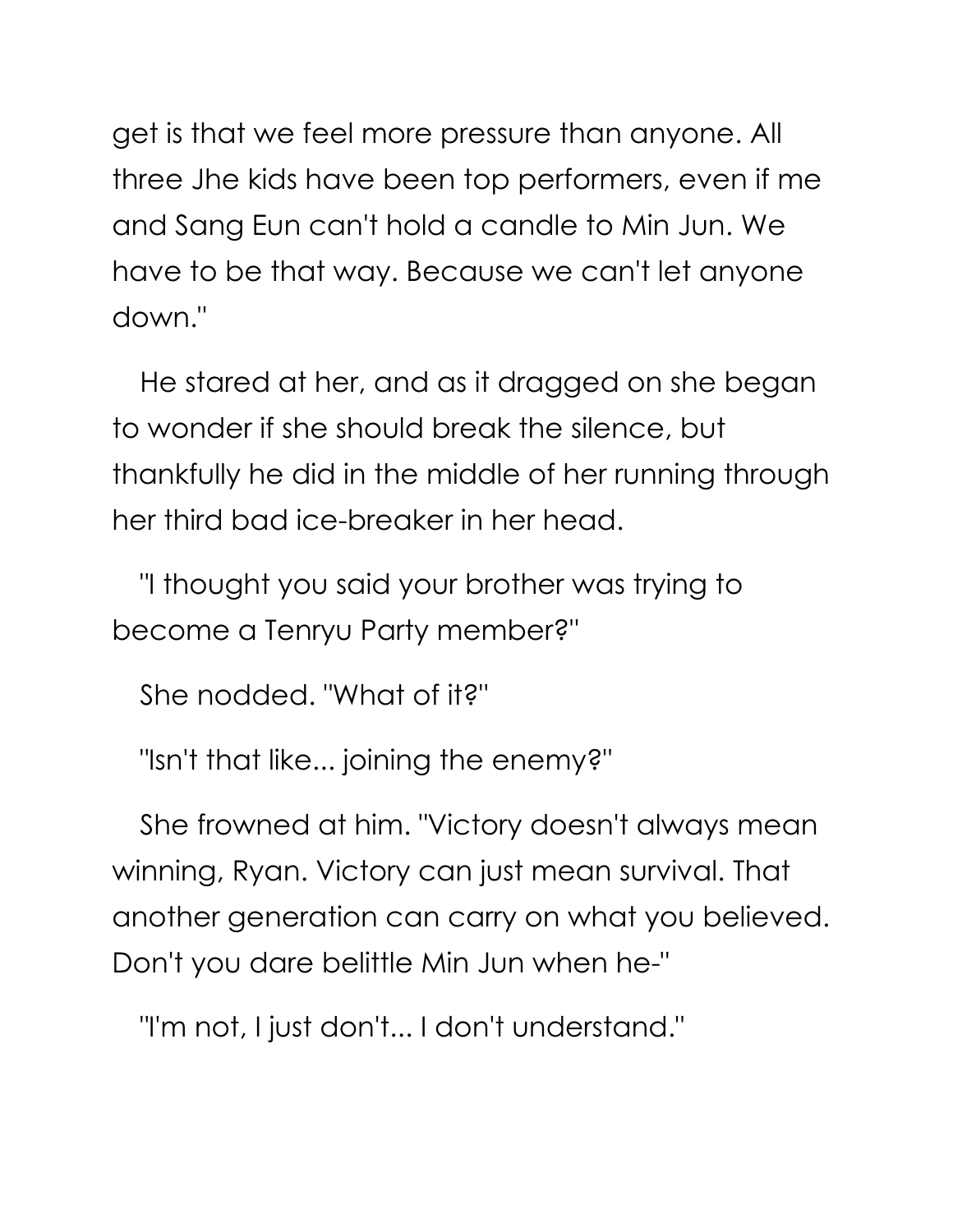get is that we feel more pressure than anyone. All three Jhe kids have been top performers, even if me and Sang Eun can't hold a candle to Min Jun. We have to be that way. Because we can't let anyone down."

He stared at her, and as it dragged on she began to wonder if she should break the silence, but thankfully he did in the middle of her running through her third bad ice-breaker in her head.

"I thought you said your brother was trying to become a Tenryu Party member?"

She nodded. "What of it?"

"Isn't that like... joining the enemy?"

She frowned at him. "Victory doesn't always mean winning, Ryan. Victory can just mean survival. That another generation can carry on what you believed. Don't you dare belittle Min Jun when he-"

"I'm not, I just don't... I don't understand."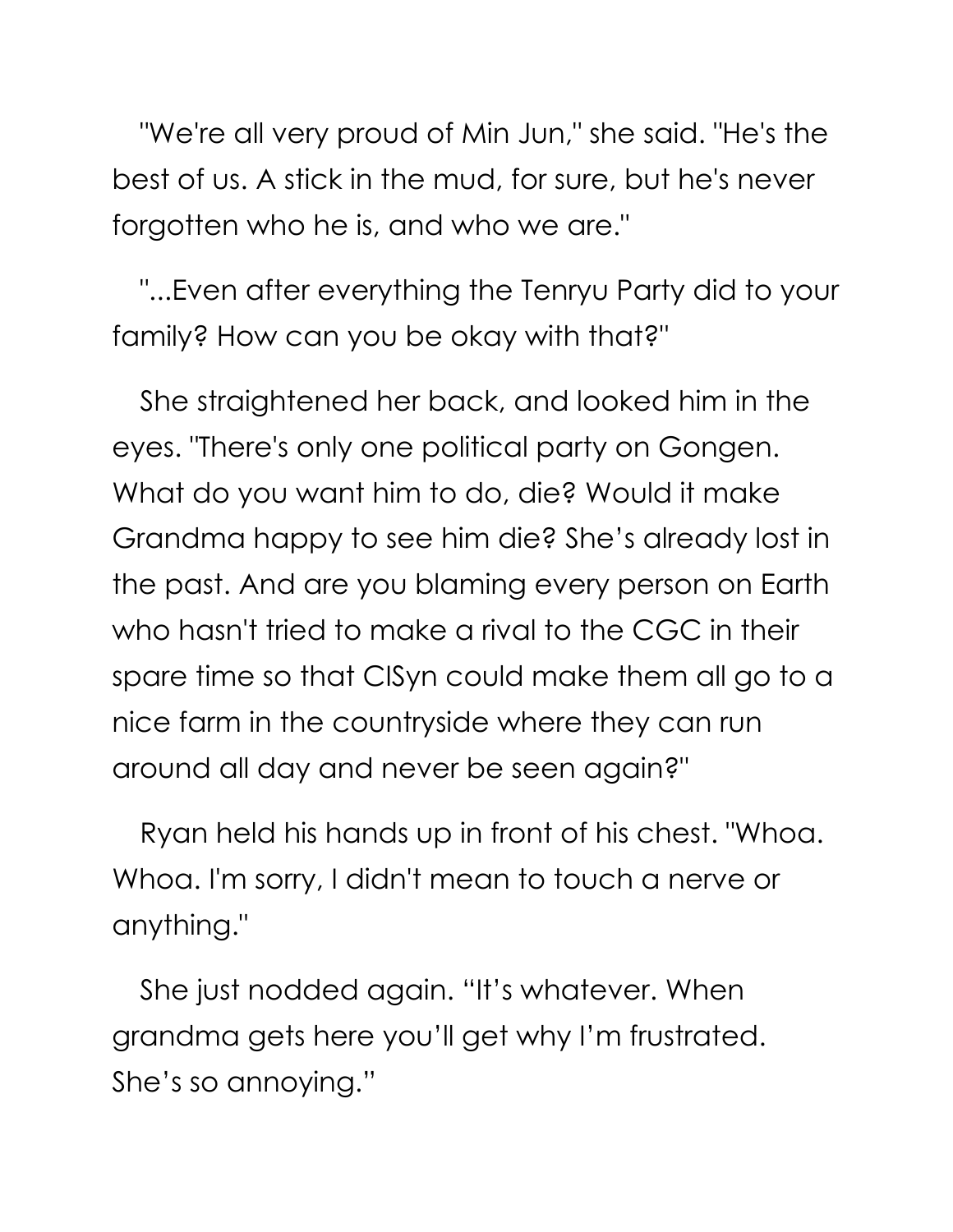"We're all very proud of Min Jun," she said. "He's the best of us. A stick in the mud, for sure, but he's never forgotten who he is, and who we are."

"...Even after everything the Tenryu Party did to your family? How can you be okay with that?"

She straightened her back, and looked him in the eyes. "There's only one political party on Gongen. What do you want him to do, die? Would it make Grandma happy to see him die? She's already lost in the past. And are you blaming every person on Earth who hasn't tried to make a rival to the CGC in their spare time so that CISyn could make them all go to a nice farm in the countryside where they can run around all day and never be seen again?"

Ryan held his hands up in front of his chest. "Whoa. Whoa. I'm sorry, I didn't mean to touch a nerve or anything."

She just nodded again. "It's whatever. When grandma gets here you'll get why I'm frustrated. She's so annoying."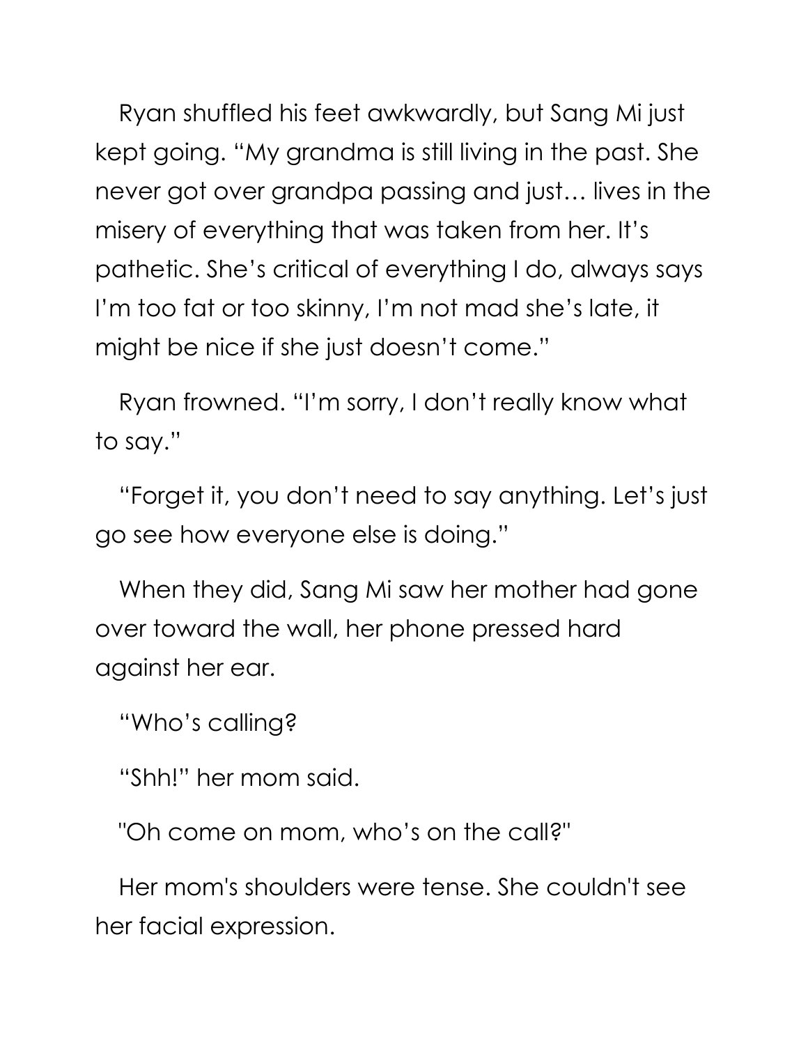Ryan shuffled his feet awkwardly, but Sang Mi just kept going. "My grandma is still living in the past. She never got over grandpa passing and just… lives in the misery of everything that was taken from her. It's pathetic. She's critical of everything I do, always says I'm too fat or too skinny, I'm not mad she's late, it might be nice if she just doesn't come."

Ryan frowned. "I'm sorry, I don't really know what to say."

"Forget it, you don't need to say anything. Let's just go see how everyone else is doing."

When they did, Sang Mi saw her mother had gone over toward the wall, her phone pressed hard against her ear.

"Who's calling?

"Shh!" her mom said.

"Oh come on mom, who's on the call?"

Her mom's shoulders were tense. She couldn't see her facial expression.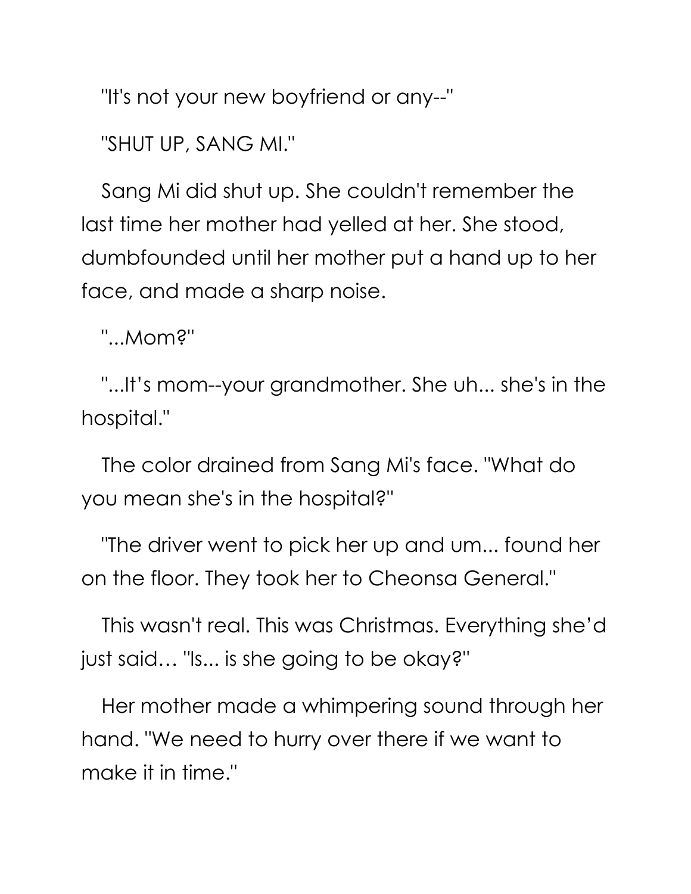"It's not your new boyfriend or any--"

"SHUT UP, SANG MI."

Sang Mi did shut up. She couldn't remember the last time her mother had yelled at her. She stood, dumbfounded until her mother put a hand up to her face, and made a sharp noise.

"...Mom?"

"...It's mom--your grandmother. She uh... she's in the hospital."

The color drained from Sang Mi's face. "What do you mean she's in the hospital?"

"The driver went to pick her up and um... found her on the floor. They took her to Cheonsa General."

This wasn't real. This was Christmas. Everything she'd just said… "Is... is she going to be okay?"

Her mother made a whimpering sound through her hand. "We need to hurry over there if we want to make it in time."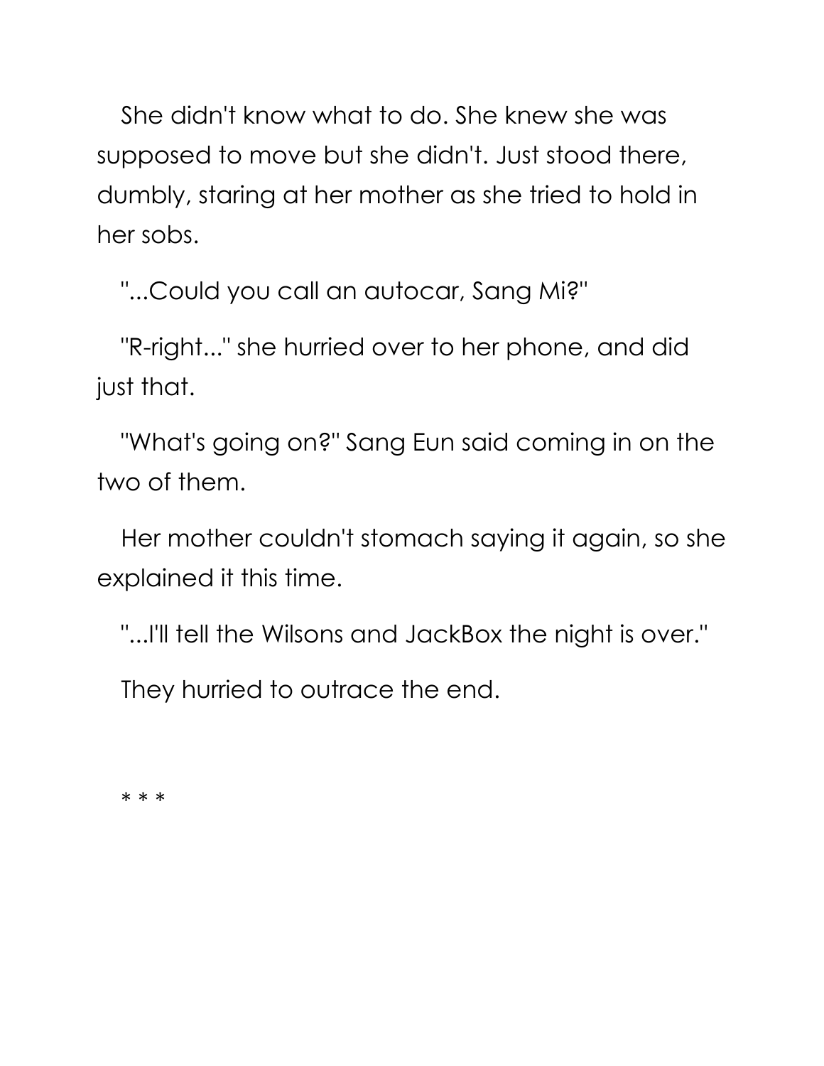She didn't know what to do. She knew she was supposed to move but she didn't. Just stood there, dumbly, staring at her mother as she tried to hold in her sobs.

"...Could you call an autocar, Sang Mi?"

"R-right..." she hurried over to her phone, and did just that.

"What's going on?" Sang Eun said coming in on the two of them.

Her mother couldn't stomach saying it again, so she explained it this time.

"...I'll tell the Wilsons and JackBox the night is over."

They hurried to outrace the end.

* * *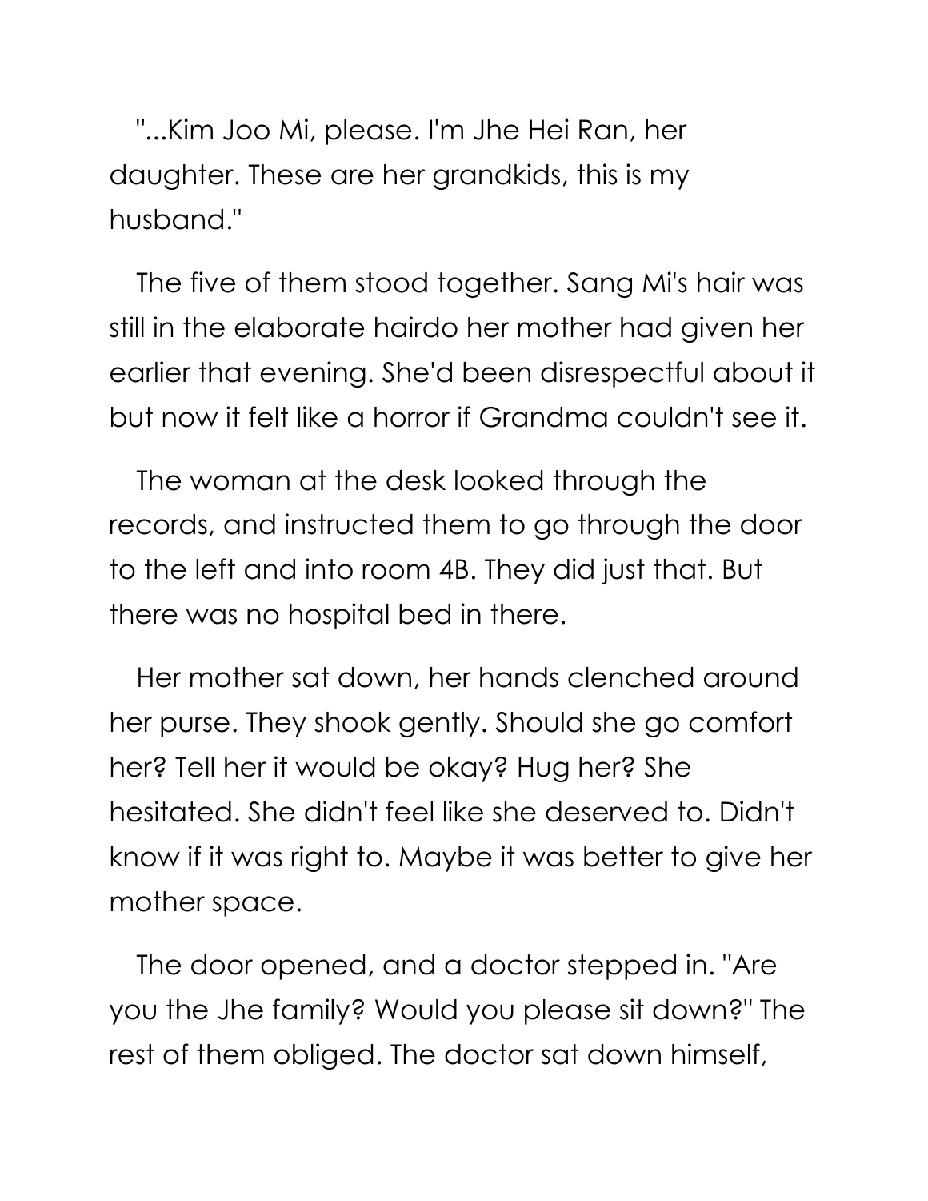"...Kim Joo Mi, please. I'm Jhe Hei Ran, her daughter. These are her grandkids, this is my husband."

The five of them stood together. Sang Mi's hair was still in the elaborate hairdo her mother had given her earlier that evening. She'd been disrespectful about it but now it felt like a horror if Grandma couldn't see it.

The woman at the desk looked through the records, and instructed them to go through the door to the left and into room 4B. They did just that. But there was no hospital bed in there.

Her mother sat down, her hands clenched around her purse. They shook gently. Should she go comfort her? Tell her it would be okay? Hug her? She hesitated. She didn't feel like she deserved to. Didn't know if it was right to. Maybe it was better to give her mother space.

The door opened, and a doctor stepped in. "Are you the Jhe family? Would you please sit down?" The rest of them obliged. The doctor sat down himself,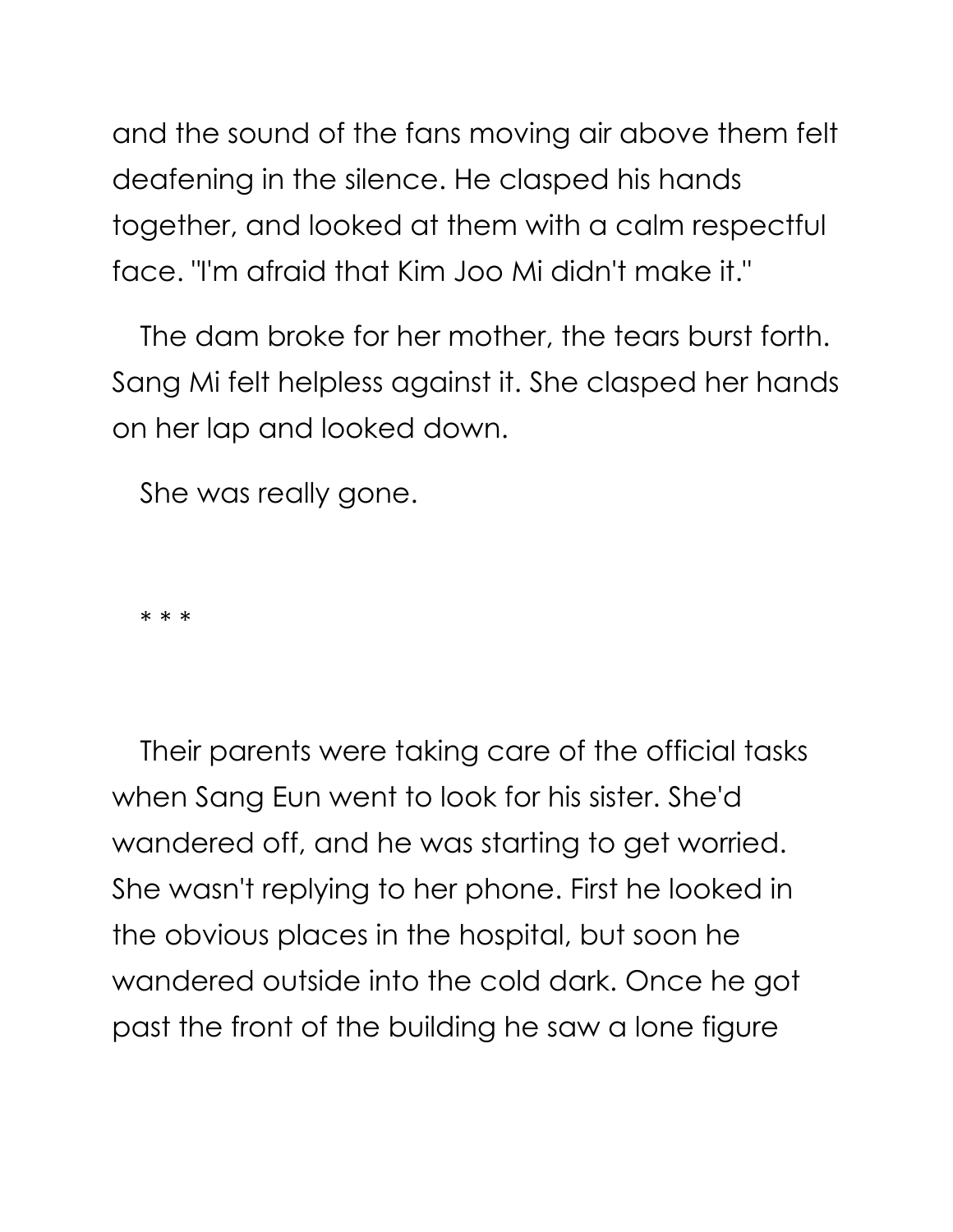and the sound of the fans moving air above them felt deafening in the silence. He clasped his hands together, and looked at them with a calm respectful face. "I'm afraid that Kim Joo Mi didn't make it."

The dam broke for her mother, the tears burst forth. Sang Mi felt helpless against it. She clasped her hands on her lap and looked down.

She was really gone.

* * *

Their parents were taking care of the official tasks when Sang Eun went to look for his sister. She'd wandered off, and he was starting to get worried. She wasn't replying to her phone. First he looked in the obvious places in the hospital, but soon he wandered outside into the cold dark. Once he got past the front of the building he saw a lone figure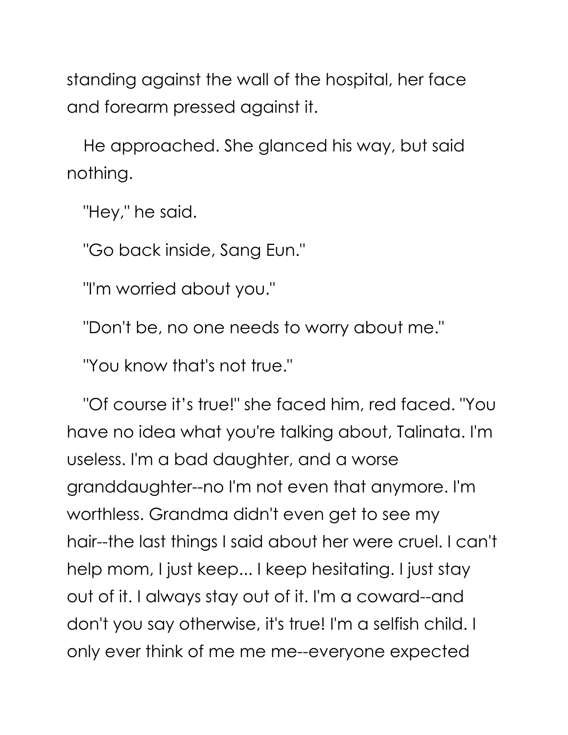standing against the wall of the hospital, her face and forearm pressed against it.

He approached. She glanced his way, but said nothing.

"Hey," he said.

"Go back inside, Sang Eun."

"I'm worried about you."

"Don't be, no one needs to worry about me."

"You know that's not true."

"Of course it's true!" she faced him, red faced. "You have no idea what you're talking about, Talinata. I'm useless. I'm a bad daughter, and a worse granddaughter--no I'm not even that anymore. I'm worthless. Grandma didn't even get to see my hair--the last things I said about her were cruel. I can't help mom, I just keep... I keep hesitating. I just stay out of it. I always stay out of it. I'm a coward--and don't you say otherwise, it's true! I'm a selfish child. I only ever think of me me me--everyone expected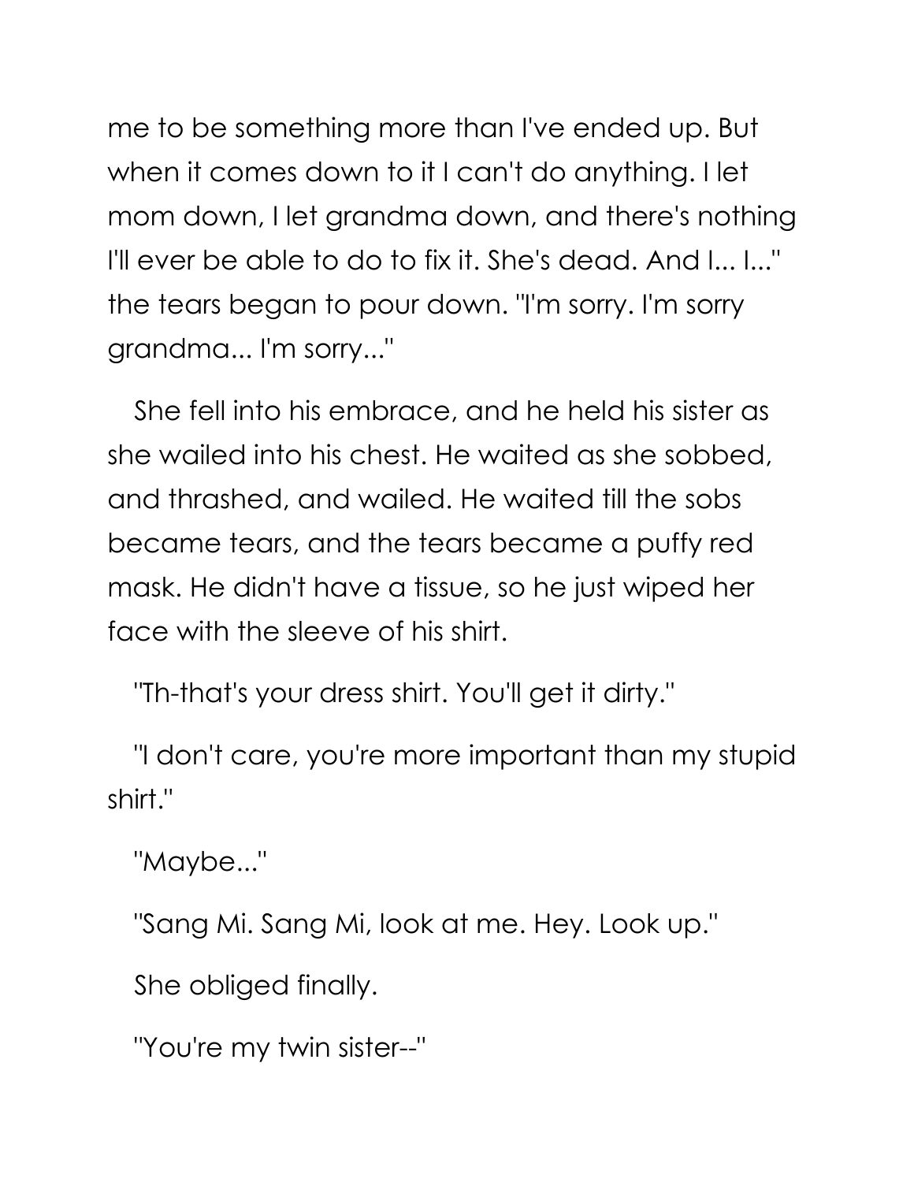me to be something more than I've ended up. But when it comes down to it I can't do anything. I let mom down, I let grandma down, and there's nothing I'll ever be able to do to fix it. She's dead. And I... I..." the tears began to pour down. "I'm sorry. I'm sorry grandma... I'm sorry..."

She fell into his embrace, and he held his sister as she wailed into his chest. He waited as she sobbed, and thrashed, and wailed. He waited till the sobs became tears, and the tears became a puffy red mask. He didn't have a tissue, so he just wiped her face with the sleeve of his shirt.

"Th-that's your dress shirt. You'll get it dirty."

"I don't care, you're more important than my stupid shirt."

"Maybe..."

"Sang Mi. Sang Mi, look at me. Hey. Look up."

She obliged finally.

"You're my twin sister--"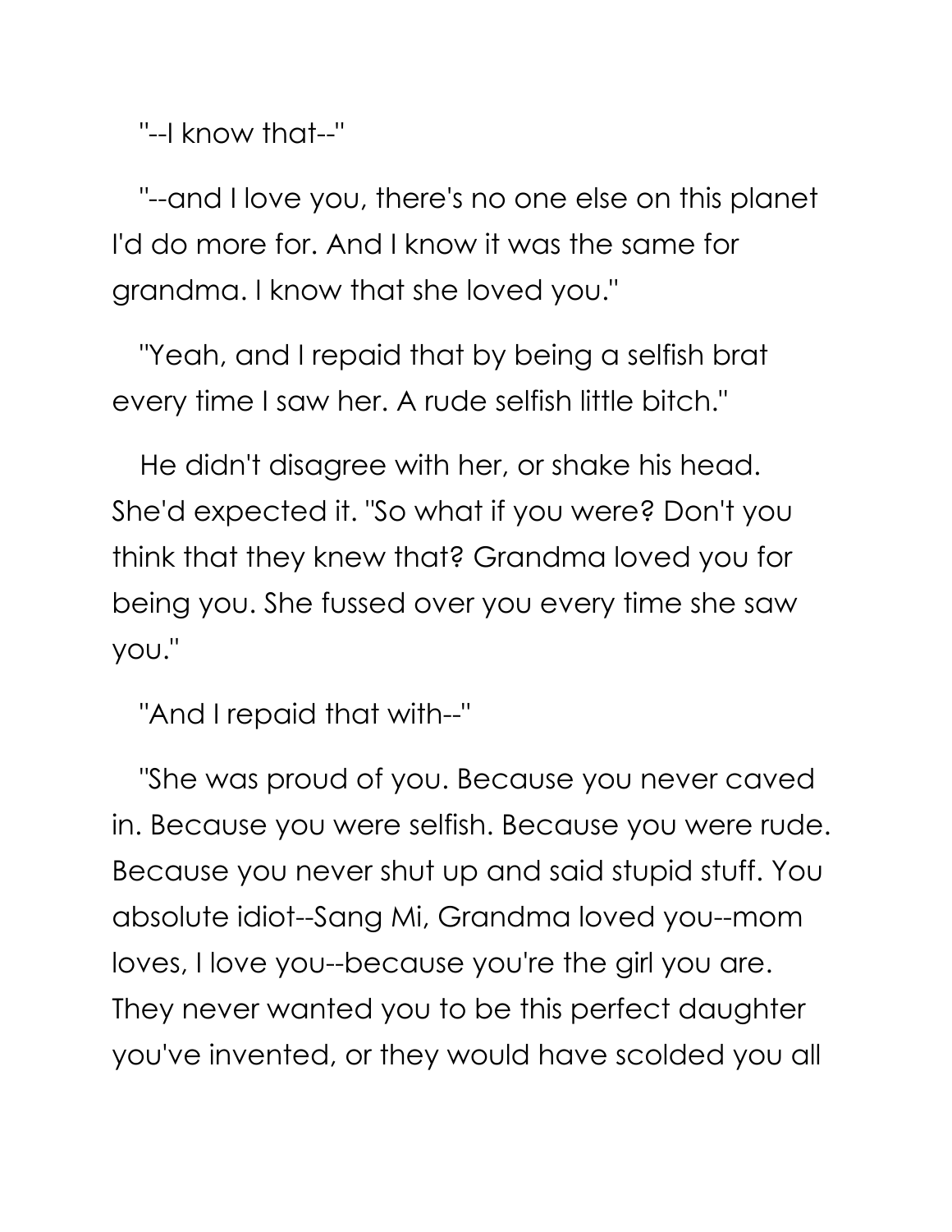"--I know that--"

"--and I love you, there's no one else on this planet I'd do more for. And I know it was the same for grandma. I know that she loved you."

"Yeah, and I repaid that by being a selfish brat every time I saw her. A rude selfish little bitch."

He didn't disagree with her, or shake his head. She'd expected it. "So what if you were? Don't you think that they knew that? Grandma loved you for being you. She fussed over you every time she saw you."

"And I repaid that with--"

"She was proud of you. Because you never caved in. Because you were selfish. Because you were rude. Because you never shut up and said stupid stuff. You absolute idiot--Sang Mi, Grandma loved you--mom loves, I love you--because you're the girl you are. They never wanted you to be this perfect daughter you've invented, or they would have scolded you all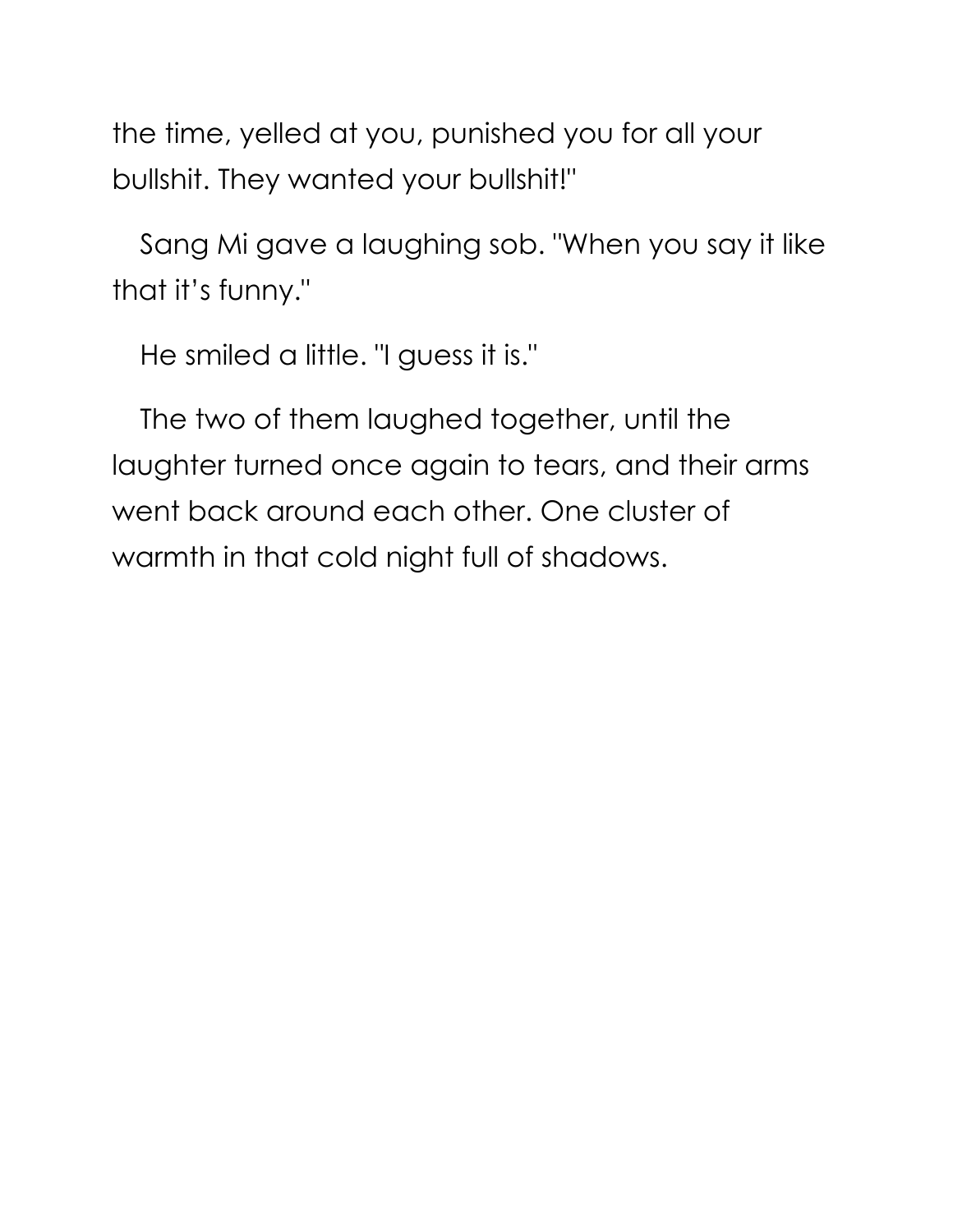the time, yelled at you, punished you for all your bullshit. They wanted your bullshit!"

Sang Mi gave a laughing sob. "When you say it like that it's funny."

He smiled a little. "I guess it is."

The two of them laughed together, until the laughter turned once again to tears, and their arms went back around each other. One cluster of warmth in that cold night full of shadows.